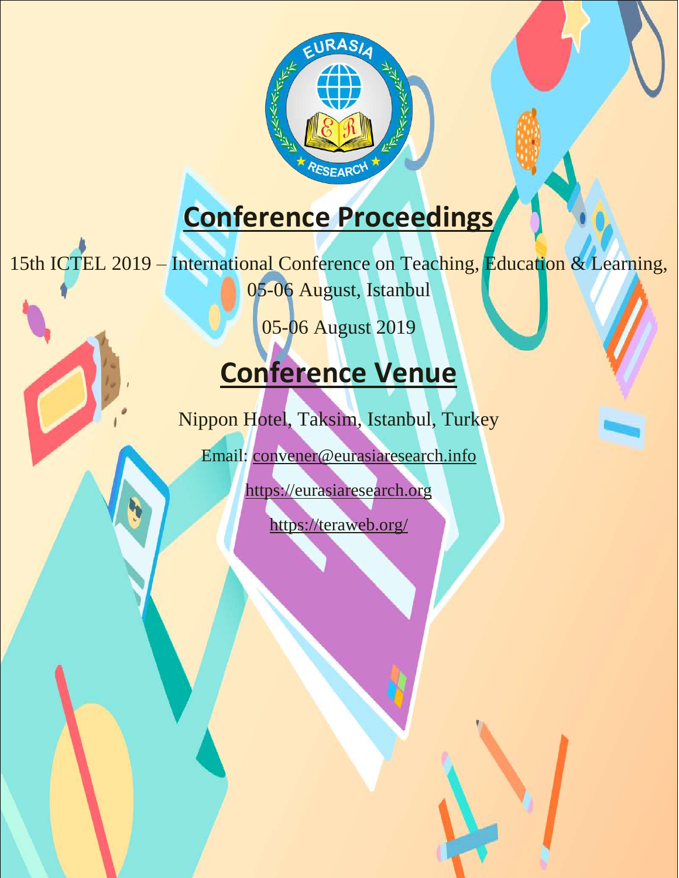# Conference Proceedings

15th ICTEL 2019 – International Conference on Teaching, Education & Learning, 05-06 August, Istanbul

05-06 August 2019

# Conference Venue

Nippon Hotel, Taksim, Istanbul, Turkey

Email: convener@eurasiaresearch.info

https://eurasiaresearch.org

https://teraweb.org/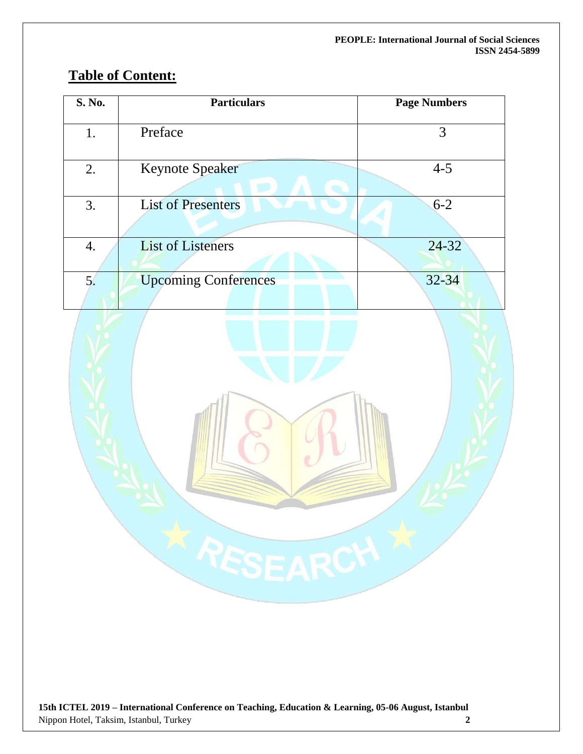## Table of Content:

| S. No. | Particulars | Page Numbers |
|---|---|---|
| 1. | Preface | 3 |
| 2. | Keynote Speaker | 4-5 |
| 3. | List of Presenters | 6-2 |
| 4. | List of Listeners | 24-32 |
| 5. | Upcoming Conferences | 32-34 |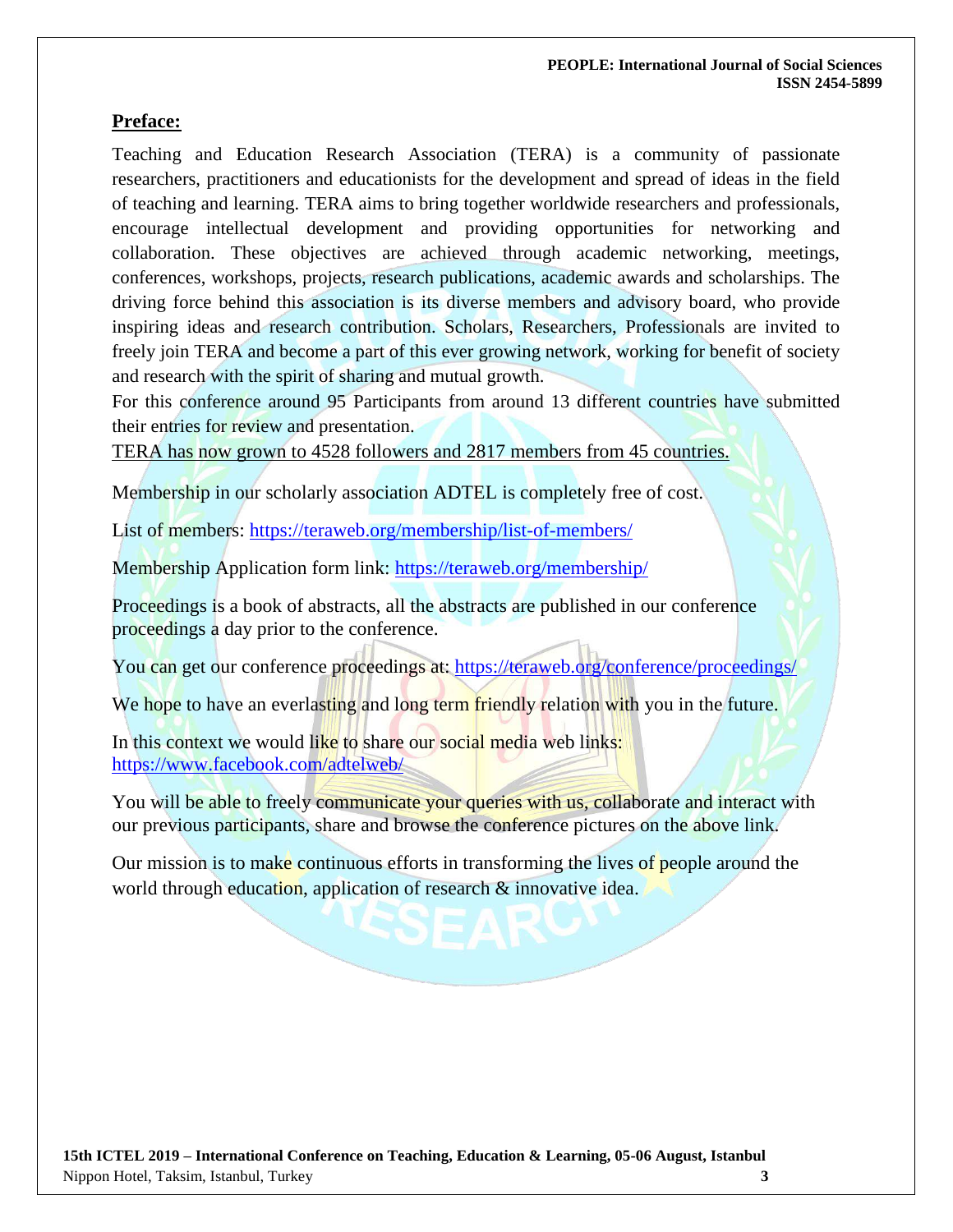## Preface:

Teaching and Education Research Association (TERA) is a community of passionate researchers, practitioners and educationists for the development and spread of ideas in the field of teaching and learning. TERA aims to bring together worldwide researchers and professionals, encourage intellectual development and providing opportunities for networking and collaboration. These objectives are achieved through academic networking, meetings, conferences, workshops, projects, research publications, academic awards and scholarships. The driving force behind this association is its diverse members and advisory board, who provide inspiring ideas and research contribution. Scholars, Researchers, Professionals are invited to freely join TERA and become a part of this ever growing network, working for benefit of society and research with the spirit of sharing and mutual growth.

For this conference around 95 Participants from around 13 different countries have submitted their entries for review and presentation.

TERA has now grown to 4528 followers and 2817 members from 45 countries.

Membership in our scholarly association ADTEL is completely free of cost.

List of members: https://teraweb.org/membership/list-of-members/

Membership Application form link: https://teraweb.org/membership/

Proceedings is a book of abstracts, all the abstracts are published in our conference proceedings a day prior to the conference.

You can get our conference proceedings at: https://teraweb.org/conference/proceedings/

We hope to have an everlasting and long term friendly relation with you in the future.

In this context we would like to share our social media web links:
https://www.facebook.com/adtelweb/

You will be able to freely communicate your queries with us, collaborate and interact with our previous participants, share and browse the conference pictures on the above link.

Our mission is to make continuous efforts in transforming the lives of people around the world through education, application of research & innovative idea.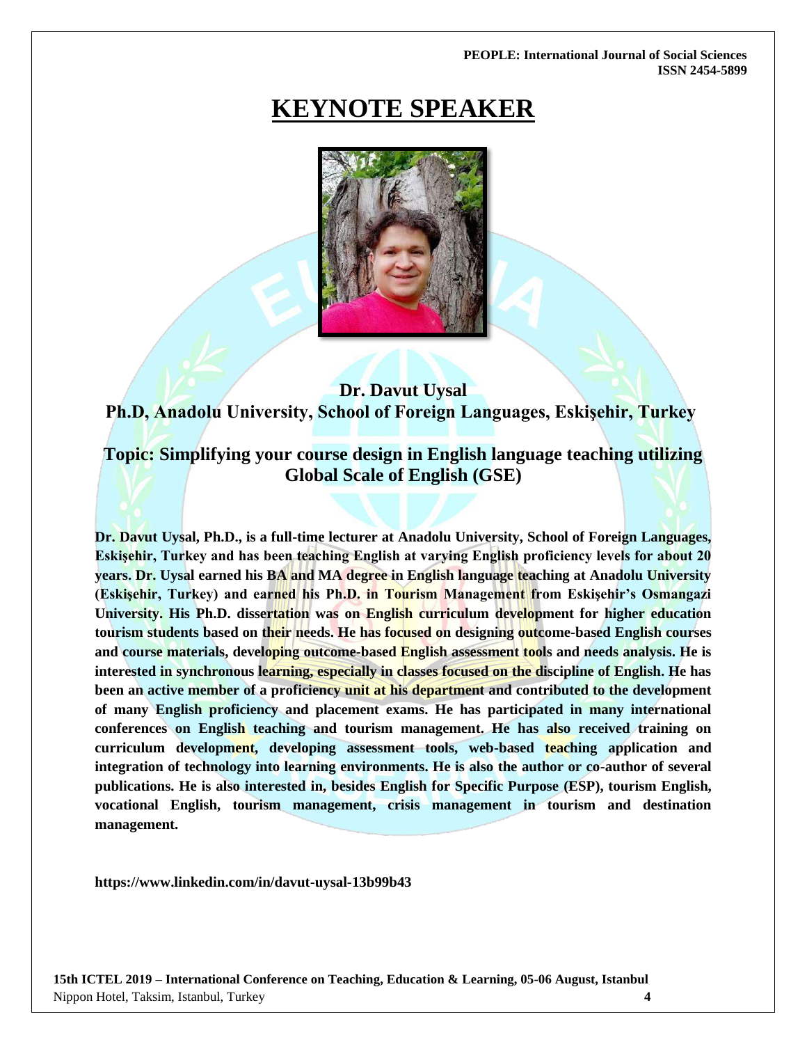# KEYNOTE SPEAKER

**Dr. Davut Uysal**
**Ph.D, Anadolu University, School of Foreign Languages, Eskişehir, Turkey**

## Topic: Simplifying your course design in English language teaching utilizing Global Scale of English (GSE)

**Dr. Davut Uysal, Ph.D., is a full-time lecturer at Anadolu University, School of Foreign Languages, Eskişehir, Turkey and has been teaching English at varying English proficiency levels for about 20 years. Dr. Uysal earned his BA and MA degree in English language teaching at Anadolu University (Eskişehir, Turkey) and earned his Ph.D. in Tourism Management from Eskişehir's Osmangazi University. His Ph.D. dissertation was on English curriculum development for higher education tourism students based on their needs. He has focused on designing outcome-based English courses and course materials, developing outcome-based English assessment tools and needs analysis. He is interested in synchronous learning, especially in classes focused on the discipline of English. He has been an active member of a proficiency unit at his department and contributed to the development of many English proficiency and placement exams. He has participated in many international conferences on English teaching and tourism management. He has also received training on curriculum development, developing assessment tools, web-based teaching application and integration of technology into learning environments. He is also the author or co-author of several publications. He is also interested in, besides English for Specific Purpose (ESP), tourism English, vocational English, tourism management, crisis management in tourism and destination management.**

**https://www.linkedin.com/in/davut-uysal-13b99b43**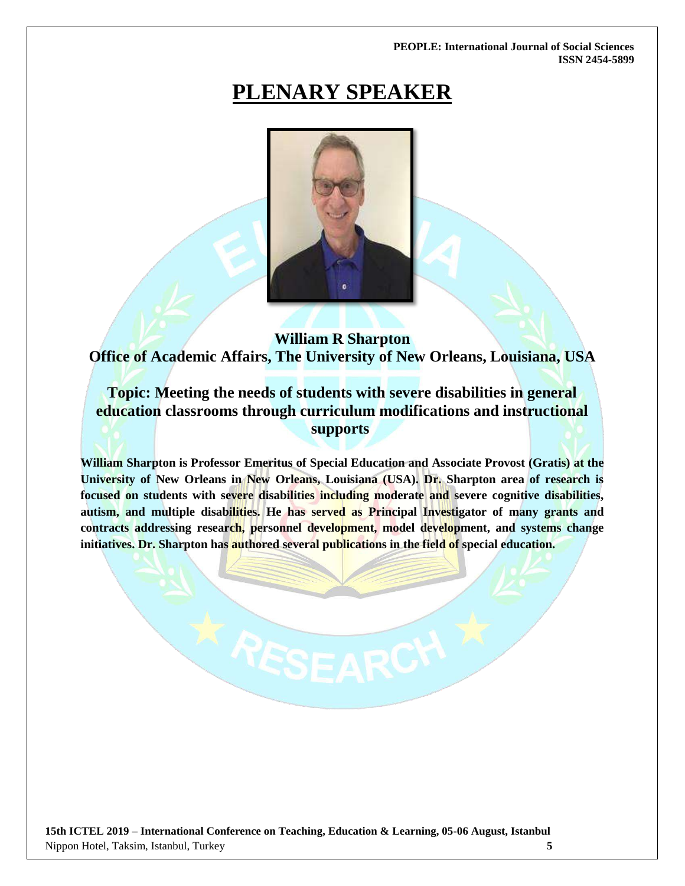# PLENARY SPEAKER

**William R Sharpton**
**Office of Academic Affairs, The University of New Orleans, Louisiana, USA**

## Topic: Meeting the needs of students with severe disabilities in general education classrooms through curriculum modifications and instructional supports

**William Sharpton is Professor Emeritus of Special Education and Associate Provost (Gratis) at the University of New Orleans in New Orleans, Louisiana (USA). Dr. Sharpton area of research is focused on students with severe disabilities including moderate and severe cognitive disabilities, autism, and multiple disabilities. He has served as Principal Investigator of many grants and contracts addressing research, personnel development, model development, and systems change initiatives. Dr. Sharpton has authored several publications in the field of special education.**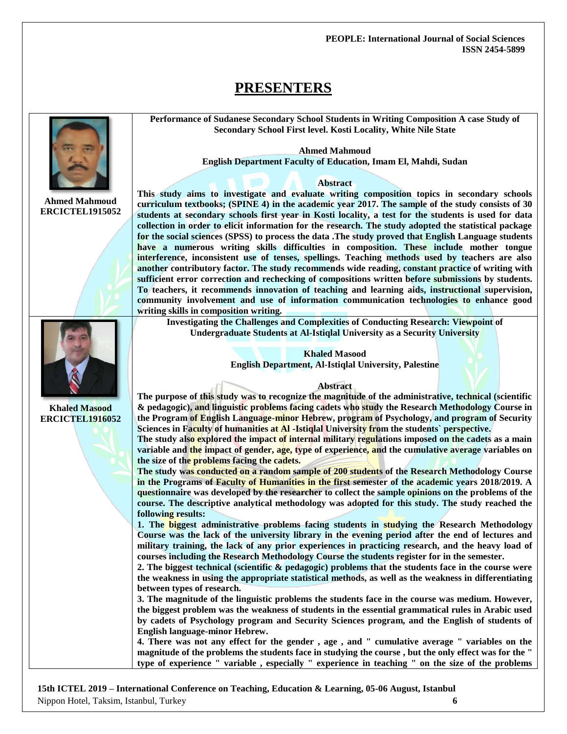# PRESENTERS

**Ahmed Mahmoud**
**ERCICTEL1915052**

**Performance of Sudanese Secondary School Students in Writing Composition A case Study of Secondary School First level. Kosti Locality, White Nile State**

**Ahmed Mahmoud**
**English Department Faculty of Education, Imam El, Mahdi, Sudan**

**Abstract**

**This study aims to investigate and evaluate writing composition topics in secondary schools curriculum textbooks; (SPINE 4) in the academic year 2017. The sample of the study consists of 30 students at secondary schools first year in Kosti locality, a test for the students is used for data collection in order to elicit information for the research. The study adopted the statistical package for the social sciences (SPSS) to process the data .The study proved that English Language students have a numerous writing skills difficulties in composition. These include mother tongue interference, inconsistent use of tenses, spellings. Teaching methods used by teachers are also another contributory factor. The study recommends wide reading, constant practice of writing with sufficient error correction and rechecking of compositions written before submissions by students. To teachers, it recommends innovation of teaching and learning aids, instructional supervision, community involvement and use of information communication technologies to enhance good writing skills in composition writing.**

**Khaled Masood**
**ERCICTEL1916052**

**Investigating the Challenges and Complexities of Conducting Research: Viewpoint of Undergraduate Students at Al-Istiqlal University as a Security University**

**Khaled Masood**
**English Department, Al-Istiqlal University, Palestine**

**Abstract**

**The purpose of this study was to recognize the magnitude of the administrative, technical (scientific & pedagogic), and linguistic problems facing cadets who study the Research Methodology Course in the Program of English Language-minor Hebrew, program of Psychology, and program of Security Sciences in Faculty of humanities at Al -Istiqlal University from the students` perspective.**

**The study also explored the impact of internal military regulations imposed on the cadets as a main variable and the impact of gender, age, type of experience, and the cumulative average variables on the size of the problems facing the cadets.**

**The study was conducted on a random sample of 200 students of the Research Methodology Course in the Programs of Faculty of Humanities in the first semester of the academic years 2018/2019. A questionnaire was developed by the researcher to collect the sample opinions on the problems of the course. The descriptive analytical methodology was adopted for this study. The study reached the following results:**

**1. The biggest administrative problems facing students in studying the Research Methodology Course was the lack of the university library in the evening period after the end of lectures and military training, the lack of any prior experiences in practicing research, and the heavy load of courses including the Research Methodology Course the students register for in the semester.**

**2. The biggest technical (scientific & pedagogic) problems that the students face in the course were the weakness in using the appropriate statistical methods, as well as the weakness in differentiating between types of research.**

**3. The magnitude of the linguistic problems the students face in the course was medium. However, the biggest problem was the weakness of students in the essential grammatical rules in Arabic used by cadets of Psychology program and Security Sciences program, and the English of students of English language-minor Hebrew.**

**4. There was not any effect for the gender , age , and " cumulative average " variables on the magnitude of the problems the students face in studying the course , but the only effect was for the " type of experience " variable , especially " experience in teaching " on the size of the problems**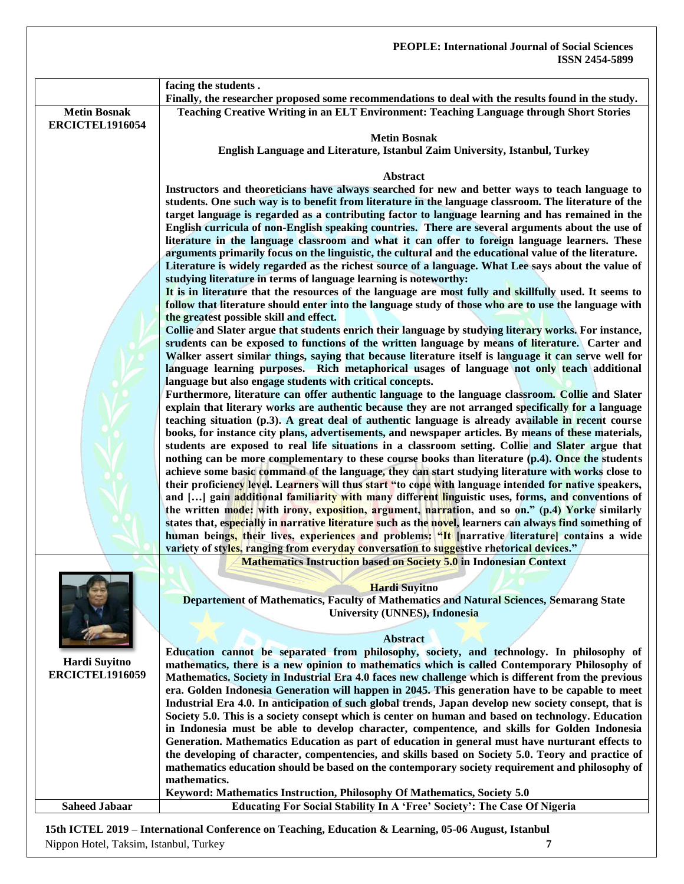| | |
|---|---|
| | **facing the students .**<br>**Finally, the researcher proposed some recommendations to deal with the results found in the study.** |
| **Metin Bosnak**<br>**ERCICTEL1916054** | **Teaching Creative Writing in an ELT Environment: Teaching Language through Short Stories**<br><br>**Metin Bosnak**<br>**English Language and Literature, Istanbul Zaim University, Istanbul, Turkey**<br><br>**Abstract**<br>**Instructors and theoreticians have always searched for new and better ways to teach language to students. One such way is to benefit from literature in the language classroom. The literature of the target language is regarded as a contributing factor to language learning and has remained in the English curricula of non-English speaking countries. There are several arguments about the use of literature in the language classroom and what it can offer to foreign language learners. These arguments primarily focus on the linguistic, the cultural and the educational value of the literature.**<br>**Literature is widely regarded as the richest source of a language. What Lee says about the value of studying literature in terms of language learning is noteworthy:**<br>**It is in literature that the resources of the language are most fully and skillfully used. It seems to follow that literature should enter into the language study of those who are to use the language with the greatest possible skill and effect.**<br>**Collie and Slater argue that students enrich their language by studying literary works. For instance, srudents can be exposed to functions of the written language by means of literature. Carter and Walker assert similar things, saying that because literature itself is language it can serve well for language learning purposes. Rich metaphorical usages of language not only teach additional language but also engage students with critical concepts.**<br>**Furthermore, literature can offer authentic language to the language classroom. Collie and Slater explain that literary works are authentic because they are not arranged specifically for a language teaching situation (p.3). A great deal of authentic language is already available in recent course books, for instance city plans, advertisements, and newspaper articles. By means of these materials, students are exposed to real life situations in a classroom setting. Collie and Slater argue that nothing can be more complementary to these course books than literature (p.4). Once the students achieve some basic command of the language, they can start studying literature with works close to their proficiency level. Learners will thus start "to cope with language intended for native speakers, and […] gain additional familiarity with many different linguistic uses, forms, and conventions of the written mode: with irony, exposition, argument, narration, and so on." (p.4) Yorke similarly states that, especially in narrative literature such as the novel, learners can always find something of human beings, their lives, experiences and problems: "It [narrative literature] contains a wide variety of styles, ranging from everyday conversation to suggestive rhetorical devices."** |
| **Hardi Suyitno**<br>**ERCICTEL1916059** | **Mathematics Instruction based on Society 5.0 in Indonesian Context**<br><br>**Hardi Suyitno**<br>**Departement of Mathematics, Faculty of Mathematics and Natural Sciences, Semarang State University (UNNES), Indonesia**<br><br>**Abstract**<br>**Education cannot be separated from philosophy, society, and technology. In philosophy of mathematics, there is a new opinion to mathematics which is called Contemporary Philosophy of Mathematics. Society in Industrial Era 4.0 faces new challenge which is different from the previous era. Golden Indonesia Generation will happen in 2045. This generation have to be capable to meet Industrial Era 4.0. In anticipation of such global trends, Japan develop new society consept, that is Society 5.0. This is a society consept which is center on human and based on technology. Education in Indonesia must be able to develop character, compentence, and skills for Golden Indonesia Generation. Mathematics Education as part of education in general must have nurturant effects to the developing of character, compentencies, and skills based on Society 5.0. Teory and practice of mathematics education should be based on the contemporary society requirement and philosophy of mathematics.**<br>**Keyword: Mathematics Instruction, Philosophy Of Mathematics, Society 5.0** |
| **Saheed Jabaar** | **Educating For Social Stability In A 'Free' Society': The Case Of Nigeria** |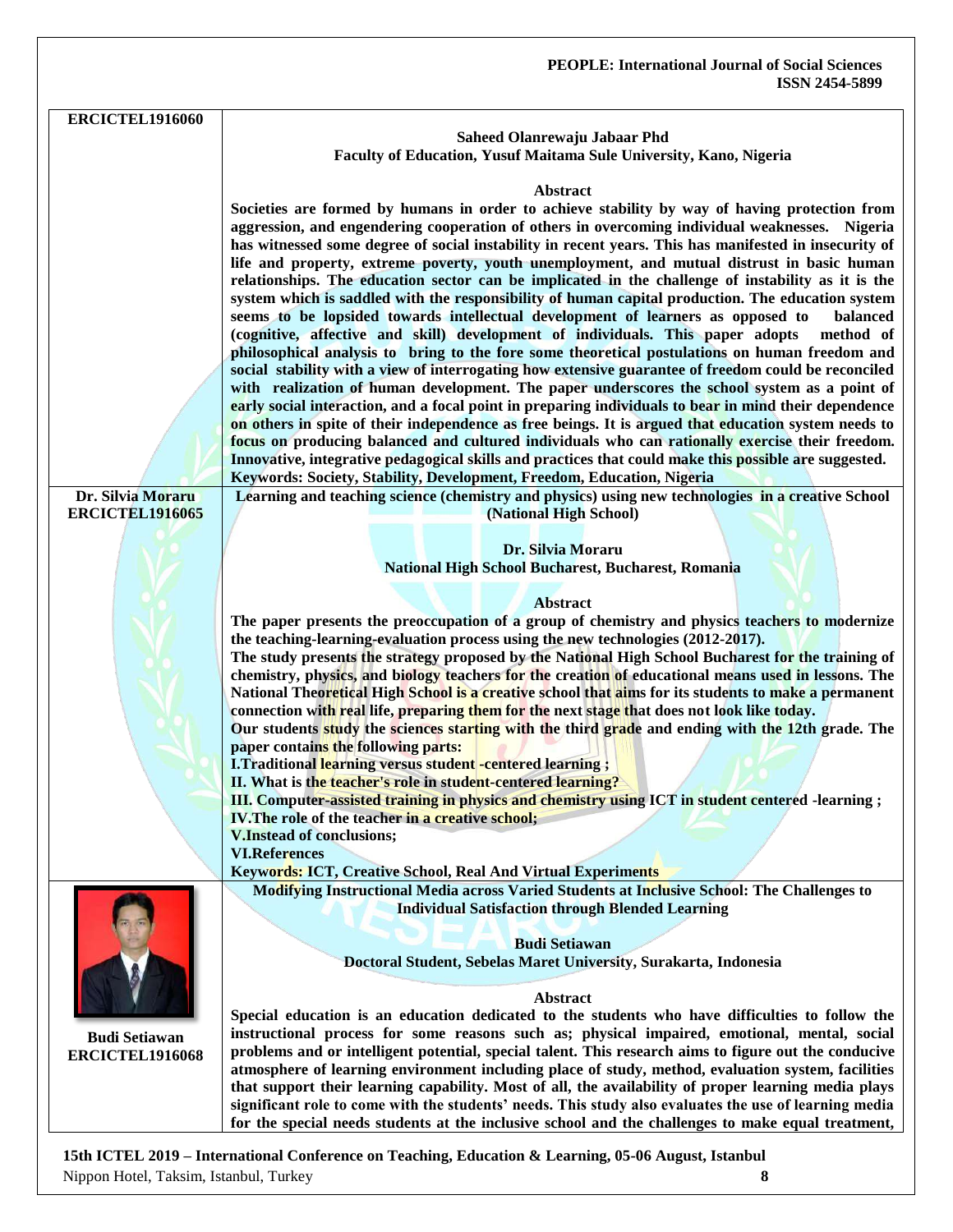**ERCICTEL1916060**

**Saheed Olanrewaju Jabaar Phd**
**Faculty of Education, Yusuf Maitama Sule University, Kano, Nigeria**

**Abstract**

**Societies are formed by humans in order to achieve stability by way of having protection from aggression, and engendering cooperation of others in overcoming individual weaknesses. Nigeria has witnessed some degree of social instability in recent years. This has manifested in insecurity of life and property, extreme poverty, youth unemployment, and mutual distrust in basic human relationships. The education sector can be implicated in the challenge of instability as it is the system which is saddled with the responsibility of human capital production. The education system seems to be lopsided towards intellectual development of learners as opposed to balanced (cognitive, affective and skill) development of individuals. This paper adopts method of philosophical analysis to bring to the fore some theoretical postulations on human freedom and social stability with a view of interrogating how extensive guarantee of freedom could be reconciled with realization of human development. The paper underscores the school system as a point of early social interaction, and a focal point in preparing individuals to bear in mind their dependence on others in spite of their independence as free beings. It is argued that education system needs to focus on producing balanced and cultured individuals who can rationally exercise their freedom. Innovative, integrative pedagogical skills and practices that could make this possible are suggested.**

**Keywords: Society, Stability, Development, Freedom, Education, Nigeria**

---

**Dr. Silvia Moraru**
**ERCICTEL1916065**

**Learning and teaching science (chemistry and physics) using new technologies in a creative School (National High School)**

**Dr. Silvia Moraru**
**National High School Bucharest, Bucharest, Romania**

**Abstract**

**The paper presents the preoccupation of a group of chemistry and physics teachers to modernize the teaching-learning-evaluation process using the new technologies (2012-2017).**

**The study presents the strategy proposed by the National High School Bucharest for the training of chemistry, physics, and biology teachers for the creation of educational means used in lessons. The National Theoretical High School is a creative school that aims for its students to make a permanent connection with real life, preparing them for the next stage that does not look like today.**

**Our students study the sciences starting with the third grade and ending with the 12th grade. The paper contains the following parts:**

**I.Traditional learning versus student -centered learning ;**
**II. What is the teacher's role in student-centered learning?**
**III. Computer-assisted training in physics and chemistry using ICT in student centered -learning ;**
**IV.The role of the teacher in a creative school;**
**V.Instead of conclusions;**
**VI.References**

**Keywords: ICT, Creative School, Real And Virtual Experiments**

---

**Budi Setiawan**
**ERCICTEL1916068**

**Modifying Instructional Media across Varied Students at Inclusive School: The Challenges to Individual Satisfaction through Blended Learning**

**Budi Setiawan**
**Doctoral Student, Sebelas Maret University, Surakarta, Indonesia**

**Abstract**

**Special education is an education dedicated to the students who have difficulties to follow the instructional process for some reasons such as; physical impaired, emotional, mental, social problems and or intelligent potential, special talent. This research aims to figure out the conducive atmosphere of learning environment including place of study, method, evaluation system, facilities that support their learning capability. Most of all, the availability of proper learning media plays significant role to come with the students' needs. This study also evaluates the use of learning media for the special needs students at the inclusive school and the challenges to make equal treatment,**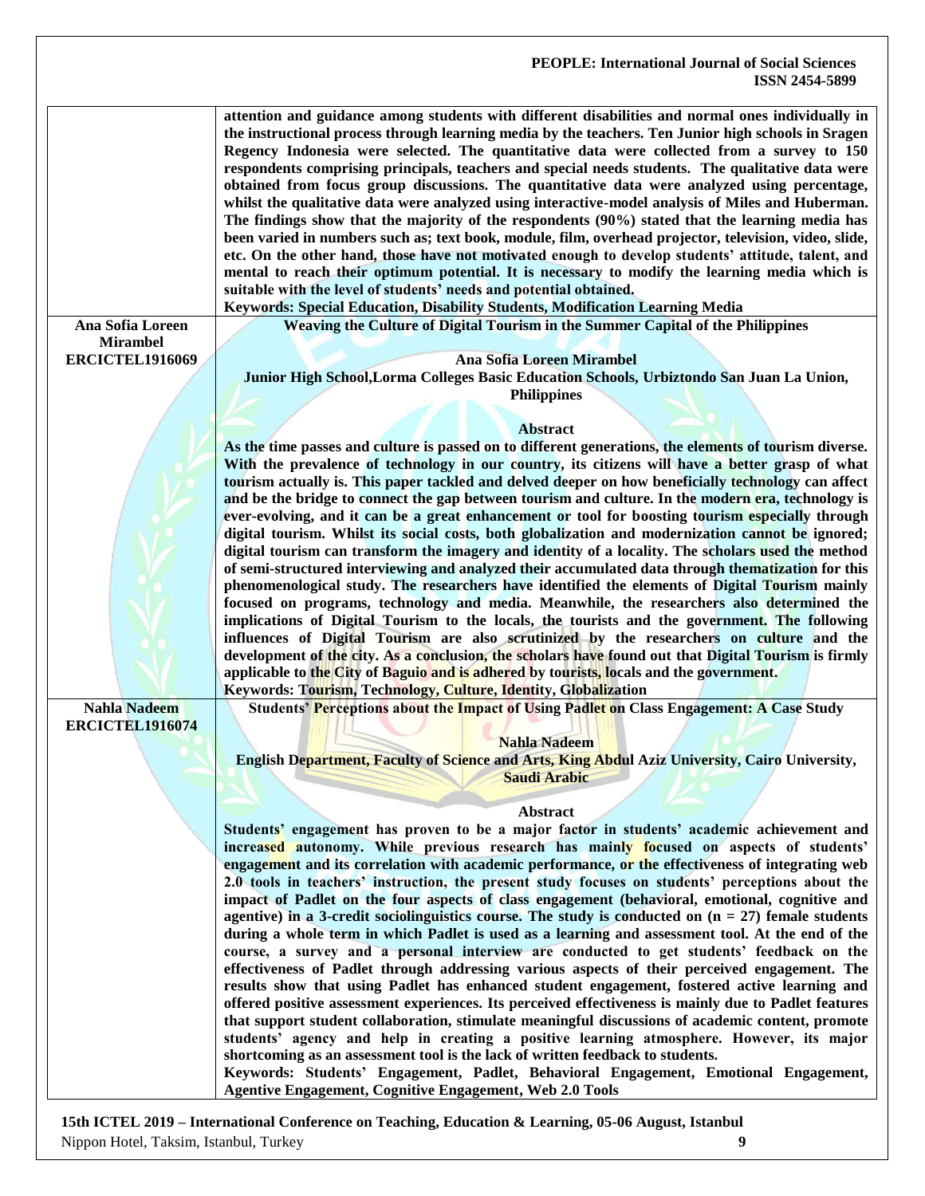attention and guidance among students with different disabilities and normal ones individually in the instructional process through learning media by the teachers. Ten Junior high schools in Sragen Regency Indonesia were selected. The quantitative data were collected from a survey to 150 respondents comprising principals, teachers and special needs students. The qualitative data were obtained from focus group discussions. The quantitative data were analyzed using percentage, whilst the qualitative data were analyzed using interactive-model analysis of Miles and Huberman. The findings show that the majority of the respondents (90%) stated that the learning media has been varied in numbers such as; text book, module, film, overhead projector, television, video, slide, etc. On the other hand, those have not motivated enough to develop students' attitude, talent, and mental to reach their optimum potential. It is necessary to modify the learning media which is suitable with the level of students' needs and potential obtained.

**Keywords: Special Education, Disability Students, Modification Learning Media**

---

**Ana Sofia Loreen Mirambel**
**ERCICTEL1916069**

## Weaving the Culture of Digital Tourism in the Summer Capital of the Philippines

**Ana Sofia Loreen Mirambel**
**Junior High School,Lorma Colleges Basic Education Schools, Urbiztondo San Juan La Union, Philippines**

### Abstract

As the time passes and culture is passed on to different generations, the elements of tourism diverse. With the prevalence of technology in our country, its citizens will have a better grasp of what tourism actually is. This paper tackled and delved deeper on how beneficially technology can affect and be the bridge to connect the gap between tourism and culture. In the modern era, technology is ever-evolving, and it can be a great enhancement or tool for boosting tourism especially through digital tourism. Whilst its social costs, both globalization and modernization cannot be ignored; digital tourism can transform the imagery and identity of a locality. The scholars used the method of semi-structured interviewing and analyzed their accumulated data through thematization for this phenomenological study. The researchers have identified the elements of Digital Tourism mainly focused on programs, technology and media. Meanwhile, the researchers also determined the implications of Digital Tourism to the locals, the tourists and the government. The following influences of Digital Tourism are also scrutinized by the researchers on culture and the development of the city. As a conclusion, the scholars have found out that Digital Tourism is firmly applicable to the City of Baguio and is adhered by tourists, locals and the government.

**Keywords: Tourism, Technology, Culture, Identity, Globalization**

---

**Nahla Nadeem**
**ERCICTEL1916074**

## Students' Perceptions about the Impact of Using Padlet on Class Engagement: A Case Study

**Nahla Nadeem**
**English Department, Faculty of Science and Arts, King Abdul Aziz University, Cairo University, Saudi Arabic**

### Abstract

Students' engagement has proven to be a major factor in students' academic achievement and increased autonomy. While previous research has mainly focused on aspects of students' engagement and its correlation with academic performance, or the effectiveness of integrating web 2.0 tools in teachers' instruction, the present study focuses on students' perceptions about the impact of Padlet on the four aspects of class engagement (behavioral, emotional, cognitive and agentive) in a 3-credit sociolinguistics course. The study is conducted on ($n = 27$) female students during a whole term in which Padlet is used as a learning and assessment tool. At the end of the course, a survey and a personal interview are conducted to get students' feedback on the effectiveness of Padlet through addressing various aspects of their perceived engagement. The results show that using Padlet has enhanced student engagement, fostered active learning and offered positive assessment experiences. Its perceived effectiveness is mainly due to Padlet features that support student collaboration, stimulate meaningful discussions of academic content, promote students' agency and help in creating a positive learning atmosphere. However, its major shortcoming as an assessment tool is the lack of written feedback to students.

**Keywords: Students' Engagement, Padlet, Behavioral Engagement, Emotional Engagement, Agentive Engagement, Cognitive Engagement, Web 2.0 Tools**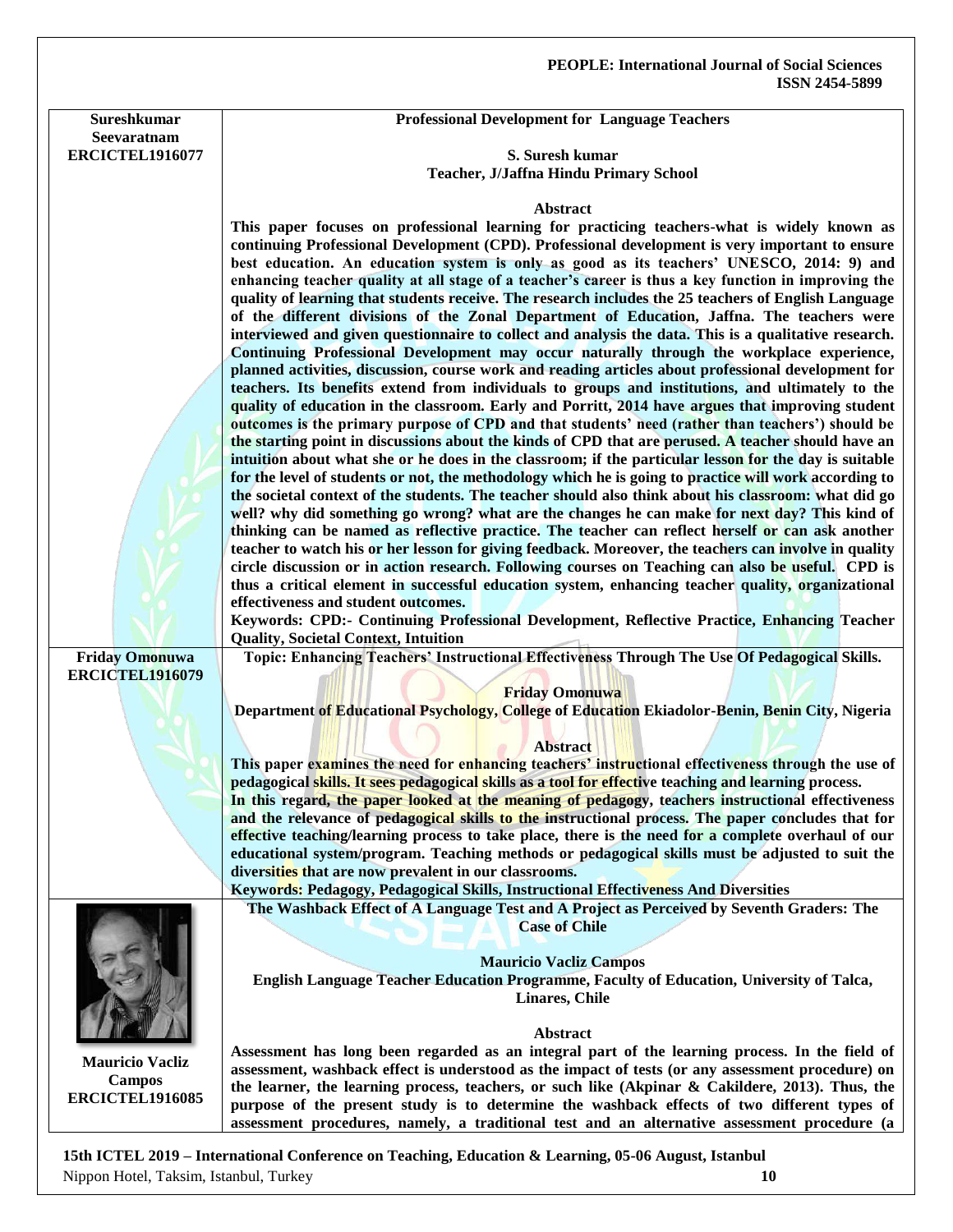| | |
|---|---|
| **Sureshkumar Seevaratnam ERCICTEL1916077** | **Professional Development for Language Teachers**<br><br>**S. Suresh kumar**<br>**Teacher, J/Jaffna Hindu Primary School**<br><br>**Abstract**<br>**This paper focuses on professional learning for practicing teachers-what is widely known as continuing Professional Development (CPD). Professional development is very important to ensure best education. An education system is only as good as its teachers' UNESCO, 2014: 9) and enhancing teacher quality at all stage of a teacher's career is thus a key function in improving the quality of learning that students receive. The research includes the 25 teachers of English Language of the different divisions of the Zonal Department of Education, Jaffna. The teachers were interviewed and given questionnaire to collect and analysis the data. This is a qualitative research. Continuing Professional Development may occur naturally through the workplace experience, planned activities, discussion, course work and reading articles about professional development for teachers. Its benefits extend from individuals to groups and institutions, and ultimately to the quality of education in the classroom. Early and Porritt, 2014 have argues that improving student outcomes is the primary purpose of CPD and that students' need (rather than teachers') should be the starting point in discussions about the kinds of CPD that are perused. A teacher should have an intuition about what she or he does in the classroom; if the particular lesson for the day is suitable for the level of students or not, the methodology which he is going to practice will work according to the societal context of the students. The teacher should also think about his classroom: what did go well? why did something go wrong? what are the changes he can make for next day? This kind of thinking can be named as reflective practice. The teacher can reflect herself or can ask another teacher to watch his or her lesson for giving feedback. Moreover, the teachers can involve in quality circle discussion or in action research. Following courses on Teaching can also be useful. CPD is thus a critical element in successful education system, enhancing teacher quality, organizational effectiveness and student outcomes.**<br>**Keywords: CPD:- Continuing Professional Development, Reflective Practice, Enhancing Teacher Quality, Societal Context, Intuition** |
| **Friday Omonuwa ERCICTEL1916079** | **Topic: Enhancing Teachers' Instructional Effectiveness Through The Use Of Pedagogical Skills.**<br><br>**Friday Omonuwa**<br>**Department of Educational Psychology, College of Education Ekiadolor-Benin, Benin City, Nigeria**<br><br>**Abstract**<br>**This paper examines the need for enhancing teachers' instructional effectiveness through the use of pedagogical skills. It sees pedagogical skills as a tool for effective teaching and learning process.**<br>**In this regard, the paper looked at the meaning of pedagogy, teachers instructional effectiveness and the relevance of pedagogical skills to the instructional process. The paper concludes that for effective teaching/learning process to take place, there is the need for a complete overhaul of our educational system/program. Teaching methods or pedagogical skills must be adjusted to suit the diversities that are now prevalent in our classrooms.**<br>**Keywords: Pedagogy, Pedagogical Skills, Instructional Effectiveness And Diversities** |
| **Mauricio Vacliz Campos ERCICTEL1916085** | **The Washback Effect of A Language Test and A Project as Perceived by Seventh Graders: The Case of Chile**<br><br>**Mauricio Vacliz Campos**<br>**English Language Teacher Education Programme, Faculty of Education, University of Talca, Linares, Chile**<br><br>**Abstract**<br>**Assessment has long been regarded as an integral part of the learning process. In the field of assessment, washback effect is understood as the impact of tests (or any assessment procedure) on the learner, the learning process, teachers, or such like (Akpinar & Cakildere, 2013). Thus, the purpose of the present study is to determine the washback effects of two different types of assessment procedures, namely, a traditional test and an alternative assessment procedure (a** |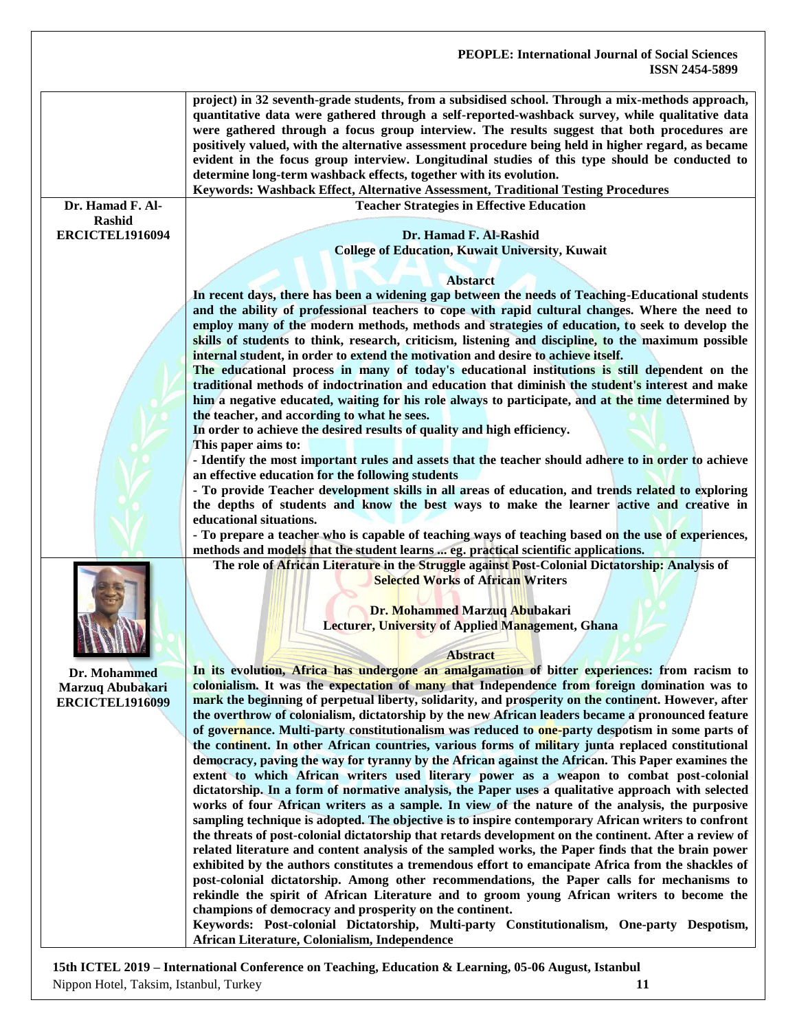project) in 32 seventh-grade students, from a subsidised school. Through a mix-methods approach, quantitative data were gathered through a self-reported-washback survey, while qualitative data were gathered through a focus group interview. The results suggest that both procedures are positively valued, with the alternative assessment procedure being held in higher regard, as became evident in the focus group interview. Longitudinal studies of this type should be conducted to determine long-term washback effects, together with its evolution.

**Keywords: Washback Effect, Alternative Assessment, Traditional Testing Procedures**

---

**Dr. Hamad F. Al-Rashid**
**ERCICTEL1916094**

## Teacher Strategies in Effective Education

**Dr. Hamad F. Al-Rashid**
**College of Education, Kuwait University, Kuwait**

### Abstarct

In recent days, there has been a widening gap between the needs of Teaching-Educational students and the ability of professional teachers to cope with rapid cultural changes. Where the need to employ many of the modern methods, methods and strategies of education, to seek to develop the skills of students to think, research, criticism, listening and discipline, to the maximum possible internal student, in order to extend the motivation and desire to achieve itself.

The educational process in many of today's educational institutions is still dependent on the traditional methods of indoctrination and education that diminish the student's interest and make him a negative educated, waiting for his role always to participate, and at the time determined by the teacher, and according to what he sees.

In order to achieve the desired results of quality and high efficiency.

This paper aims to:

- Identify the most important rules and assets that the teacher should adhere to in order to achieve an effective education for the following students
- To provide Teacher development skills in all areas of education, and trends related to exploring the depths of students and know the best ways to make the learner active and creative in educational situations.
- To prepare a teacher who is capable of teaching ways of teaching based on the use of experiences, methods and models that the student learns ... eg. practical scientific applications.

---

**Dr. Mohammed Marzuq Abubakari**
**ERCICTEL1916099**

## The role of African Literature in the Struggle against Post-Colonial Dictatorship: Analysis of Selected Works of African Writers

**Dr. Mohammed Marzuq Abubakari**
**Lecturer, University of Applied Management, Ghana**

### Abstract

In its evolution, Africa has undergone an amalgamation of bitter experiences: from racism to colonialism. It was the expectation of many that Independence from foreign domination was to mark the beginning of perpetual liberty, solidarity, and prosperity on the continent. However, after the overthrow of colonialism, dictatorship by the new African leaders became a pronounced feature of governance. Multi-party constitutionalism was reduced to one-party despotism in some parts of the continent. In other African countries, various forms of military junta replaced constitutional democracy, paving the way for tyranny by the African against the African. This Paper examines the extent to which African writers used literary power as a weapon to combat post-colonial dictatorship. In a form of normative analysis, the Paper uses a qualitative approach with selected works of four African writers as a sample. In view of the nature of the analysis, the purposive sampling technique is adopted. The objective is to inspire contemporary African writers to confront the threats of post-colonial dictatorship that retards development on the continent. After a review of related literature and content analysis of the sampled works, the Paper finds that the brain power exhibited by the authors constitutes a tremendous effort to emancipate Africa from the shackles of post-colonial dictatorship. Among other recommendations, the Paper calls for mechanisms to rekindle the spirit of African Literature and to groom young African writers to become the champions of democracy and prosperity on the continent.

**Keywords: Post-colonial Dictatorship, Multi-party Constitutionalism, One-party Despotism, African Literature, Colonialism, Independence**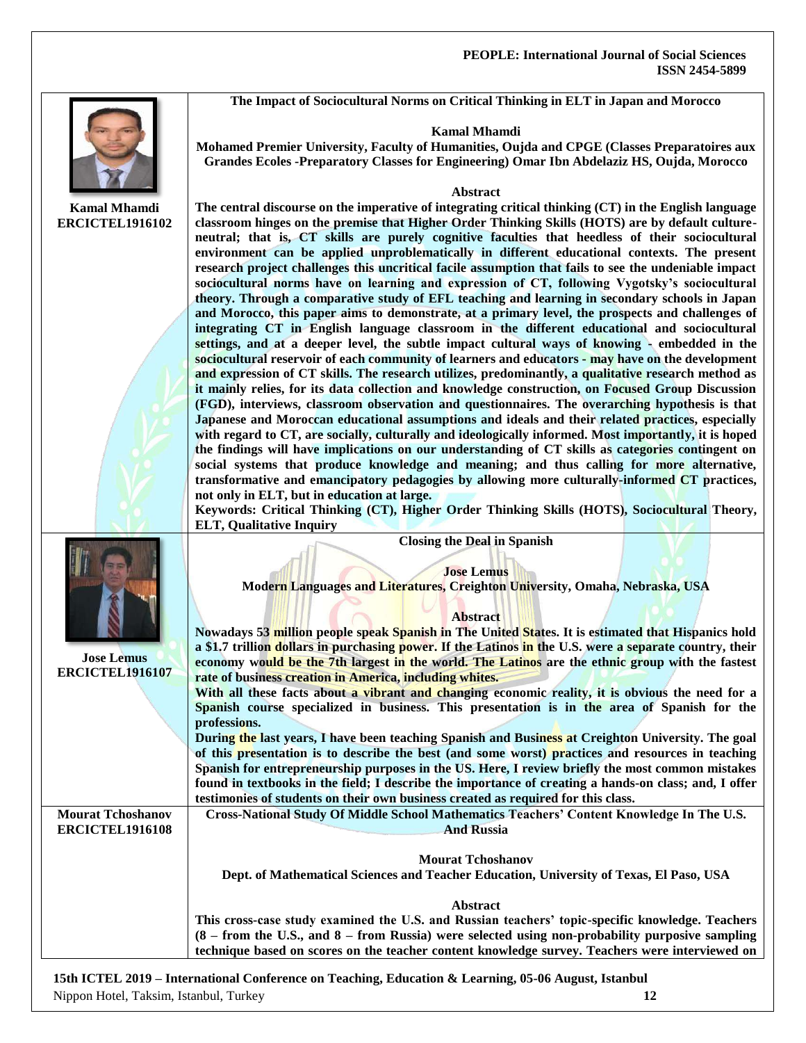**Kamal Mhamdi**
**ERCICTEL1916102**

### The Impact of Sociocultural Norms on Critical Thinking in ELT in Japan and Morocco

**Kamal Mhamdi**

**Mohamed Premier University, Faculty of Humanities, Oujda and CPGE (Classes Preparatoires aux Grandes Ecoles -Preparatory Classes for Engineering) Omar Ibn Abdelaziz HS, Oujda, Morocco**

**Abstract**

The central discourse on the imperative of integrating critical thinking (CT) in the English language classroom hinges on the premise that Higher Order Thinking Skills (HOTS) are by default culture-neutral; that is, CT skills are purely cognitive faculties that heedless of their sociocultural environment can be applied unproblematically in different educational contexts. The present research project challenges this uncritical facile assumption that fails to see the undeniable impact sociocultural norms have on learning and expression of CT, following Vygotsky's sociocultural theory. Through a comparative study of EFL teaching and learning in secondary schools in Japan and Morocco, this paper aims to demonstrate, at a primary level, the prospects and challenges of integrating CT in English language classroom in the different educational and sociocultural settings, and at a deeper level, the subtle impact cultural ways of knowing - embedded in the sociocultural reservoir of each community of learners and educators - may have on the development and expression of CT skills. The research utilizes, predominantly, a qualitative research method as it mainly relies, for its data collection and knowledge construction, on Focused Group Discussion (FGD), interviews, classroom observation and questionnaires. The overarching hypothesis is that Japanese and Moroccan educational assumptions and ideals and their related practices, especially with regard to CT, are socially, culturally and ideologically informed. Most importantly, it is hoped the findings will have implications on our understanding of CT skills as categories contingent on social systems that produce knowledge and meaning; and thus calling for more alternative, transformative and emancipatory pedagogies by allowing more culturally-informed CT practices, not only in ELT, but in education at large.

**Keywords:** Critical Thinking (CT), Higher Order Thinking Skills (HOTS), Sociocultural Theory, ELT, Qualitative Inquiry

---

**Jose Lemus**
**ERCICTEL1916107**

### Closing the Deal in Spanish

**Jose Lemus**

**Modern Languages and Literatures, Creighton University, Omaha, Nebraska, USA**

**Abstract**

Nowadays 53 million people speak Spanish in The United States. It is estimated that Hispanics hold a $1.7 trillion dollars in purchasing power. If the Latinos in the U.S. were a separate country, their economy would be the 7th largest in the world. The Latinos are the ethnic group with the fastest rate of business creation in America, including whites.

With all these facts about a vibrant and changing economic reality, it is obvious the need for a Spanish course specialized in business. This presentation is in the area of Spanish for the professions.

During the last years, I have been teaching Spanish and Business at Creighton University. The goal of this presentation is to describe the best (and some worst) practices and resources in teaching Spanish for entrepreneurship purposes in the US. Here, I review briefly the most common mistakes found in textbooks in the field; I describe the importance of creating a hands-on class; and, I offer testimonies of students on their own business created as required for this class.

---

**Mourat Tchoshanov**
**ERCICTEL1916108**

### Cross-National Study Of Middle School Mathematics Teachers' Content Knowledge In The U.S. And Russia

**Mourat Tchoshanov**

**Dept. of Mathematical Sciences and Teacher Education, University of Texas, El Paso, USA**

**Abstract**

This cross-case study examined the U.S. and Russian teachers' topic-specific knowledge. Teachers (8 – from the U.S., and 8 – from Russia) were selected using non-probability purposive sampling technique based on scores on the teacher content knowledge survey. Teachers were interviewed on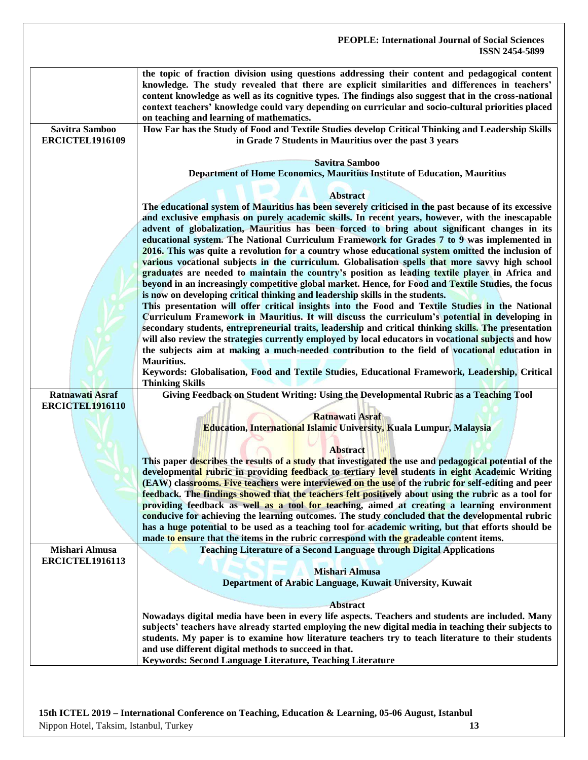| | |
|---|---|
| | **the topic of fraction division using questions addressing their content and pedagogical content knowledge. The study revealed that there are explicit similarities and differences in teachers' content knowledge as well as its cognitive types. The findings also suggest that in the cross-national context teachers' knowledge could vary depending on curricular and socio-cultural priorities placed on teaching and learning of mathematics.** |
| **Savitra Samboo ERCICTEL1916109** | **How Far has the Study of Food and Textile Studies develop Critical Thinking and Leadership Skills in Grade 7 Students in Mauritius over the past 3 years**<br><br>**Savitra Samboo**<br>**Department of Home Economics, Mauritius Institute of Education, Mauritius**<br><br>**Abstract**<br>**The educational system of Mauritius has been severely criticised in the past because of its excessive and exclusive emphasis on purely academic skills. In recent years, however, with the inescapable advent of globalization, Mauritius has been forced to bring about significant changes in its educational system. The National Curriculum Framework for Grades 7 to 9 was implemented in 2016. This was quite a revolution for a country whose educational system omitted the inclusion of various vocational subjects in the curriculum. Globalisation spells that more savvy high school graduates are needed to maintain the country's position as leading textile player in Africa and beyond in an increasingly competitive global market. Hence, for Food and Textile Studies, the focus is now on developing critical thinking and leadership skills in the students.**<br>**This presentation will offer critical insights into the Food and Textile Studies in the National Curriculum Framework in Mauritius. It will discuss the curriculum's potential in developing in secondary students, entrepreneurial traits, leadership and critical thinking skills. The presentation will also review the strategies currently employed by local educators in vocational subjects and how the subjects aim at making a much-needed contribution to the field of vocational education in Mauritius.**<br>**Keywords: Globalisation, Food and Textile Studies, Educational Framework, Leadership, Critical Thinking Skills** |
| **Ratnawati Asraf ERCICTEL1916110** | **Giving Feedback on Student Writing: Using the Developmental Rubric as a Teaching Tool**<br><br>**Ratnawati Asraf**<br>**Education, International Islamic University, Kuala Lumpur, Malaysia**<br><br>**Abstract**<br>**This paper describes the results of a study that investigated the use and pedagogical potential of the developmental rubric in providing feedback to tertiary level students in eight Academic Writing (EAW) classrooms. Five teachers were interviewed on the use of the rubric for self-editing and peer feedback. The findings showed that the teachers felt positively about using the rubric as a tool for providing feedback as well as a tool for teaching, aimed at creating a learning environment conducive for achieving the learning outcomes. The study concluded that the developmental rubric has a huge potential to be used as a teaching tool for academic writing, but that efforts should be made to ensure that the items in the rubric correspond with the gradeable content items.** |
| **Mishari Almusa ERCICTEL1916113** | **Teaching Literature of a Second Language through Digital Applications**<br><br>**Mishari Almusa**<br>**Department of Arabic Language, Kuwait University, Kuwait**<br><br>**Abstract**<br>**Nowadays digital media have been in every life aspects. Teachers and students are included. Many subjects' teachers have already started employing the new digital media in teaching their subjects to students. My paper is to examine how literature teachers try to teach literature to their students and use different digital methods to succeed in that.**<br>**Keywords: Second Language Literature, Teaching Literature** |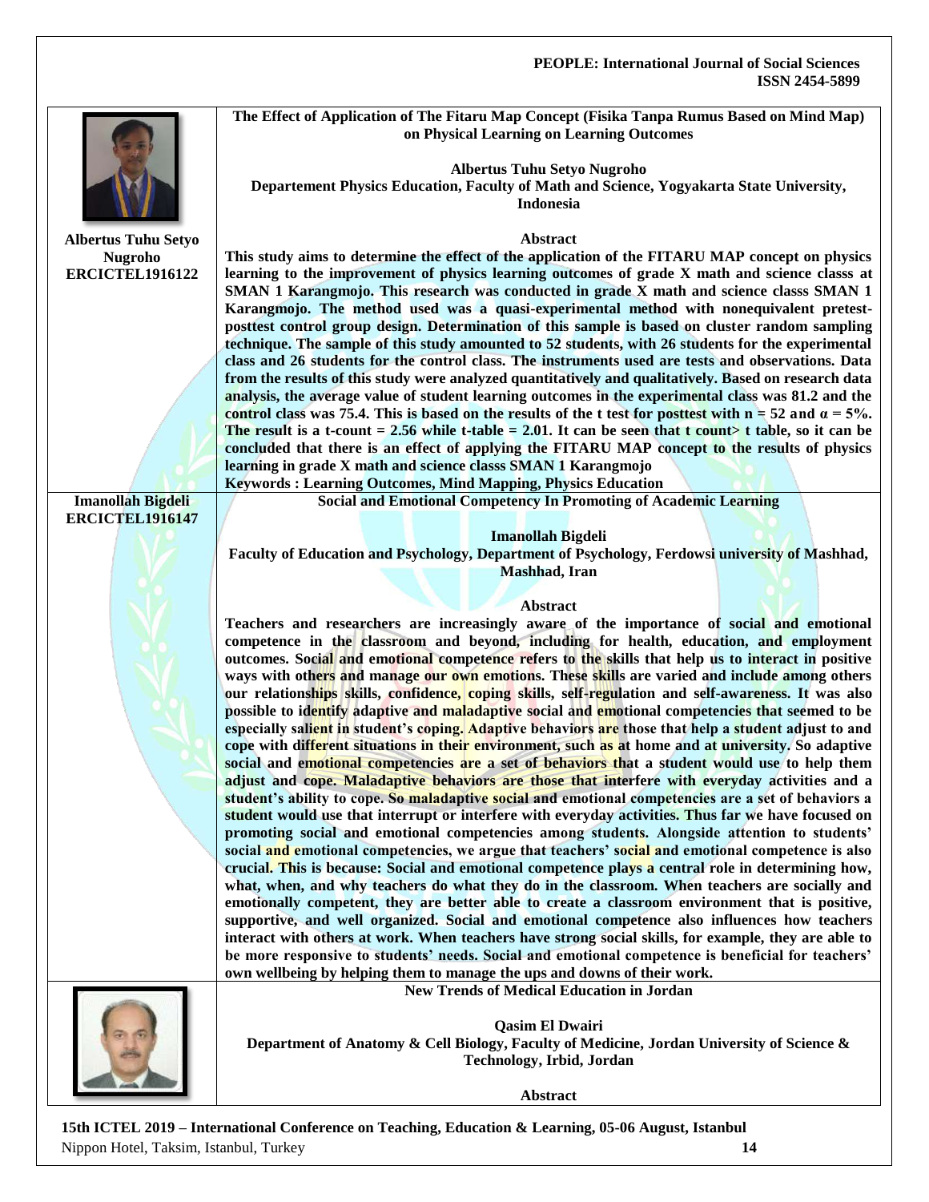**Albertus Tuhu Setyo Nugroho**
**ERCICTEL1916122**

## The Effect of Application of The Fitaru Map Concept (Fisika Tanpa Rumus Based on Mind Map) on Physical Learning on Learning Outcomes

**Albertus Tuhu Setyo Nugroho**
**Departement Physics Education, Faculty of Math and Science, Yogyakarta State University, Indonesia**

### Abstract

**This study aims to determine the effect of the application of the FITARU MAP concept on physics learning to the improvement of physics learning outcomes of grade X math and science classs at SMAN 1 Karangmojo. This research was conducted in grade X math and science classs SMAN 1 Karangmojo. The method used was a quasi-experimental method with nonequivalent pretest-posttest control group design. Determination of this sample is based on cluster random sampling technique. The sample of this study amounted to 52 students, with 26 students for the experimental class and 26 students for the control class. The instruments used are tests and observations. Data from the results of this study were analyzed quantitatively and qualitatively. Based on research data analysis, the average value of student learning outcomes in the experimental class was 81.2 and the control class was 75.4. This is based on the results of the t test for posttest with $n = 52$ and $\alpha = 5\%$. The result is a t-count = 2.56 while t-table = 2.01. It can be seen that t count> t table, so it can be concluded that there is an effect of applying the FITARU MAP concept to the results of physics learning in grade X math and science classs SMAN 1 Karangmojo**

**Keywords : Learning Outcomes, Mind Mapping, Physics Education**

---

**Imanollah Bigdeli**
**ERCICTEL1916147**

## Social and Emotional Competency In Promoting of Academic Learning

**Imanollah Bigdeli**
**Faculty of Education and Psychology, Department of Psychology, Ferdowsi university of Mashhad, Mashhad, Iran**

### Abstract

**Teachers and researchers are increasingly aware of the importance of social and emotional competence in the classroom and beyond, including for health, education, and employment outcomes. Social and emotional competence refers to the skills that help us to interact in positive ways with others and manage our own emotions. These skills are varied and include among others our relationships skills, confidence, coping skills, self-regulation and self-awareness. It was also possible to identify adaptive and maladaptive social and emotional competencies that seemed to be especially salient in student's coping. Adaptive behaviors are those that help a student adjust to and cope with different situations in their environment, such as at home and at university. So adaptive social and emotional competencies are a set of behaviors that a student would use to help them adjust and cope. Maladaptive behaviors are those that interfere with everyday activities and a student's ability to cope. So maladaptive social and emotional competencies are a set of behaviors a student would use that interrupt or interfere with everyday activities. Thus far we have focused on promoting social and emotional competencies among students. Alongside attention to students' social and emotional competencies, we argue that teachers' social and emotional competence is also crucial. This is because: Social and emotional competence plays a central role in determining how, what, when, and why teachers do what they do in the classroom. When teachers are socially and emotionally competent, they are better able to create a classroom environment that is positive, supportive, and well organized. Social and emotional competence also influences how teachers interact with others at work. When teachers have strong social skills, for example, they are able to be more responsive to students' needs. Social and emotional competence is beneficial for teachers' own wellbeing by helping them to manage the ups and downs of their work.**

---

## New Trends of Medical Education in Jordan

**Qasim El Dwairi**
**Department of Anatomy & Cell Biology, Faculty of Medicine, Jordan University of Science & Technology, Irbid, Jordan**

### Abstract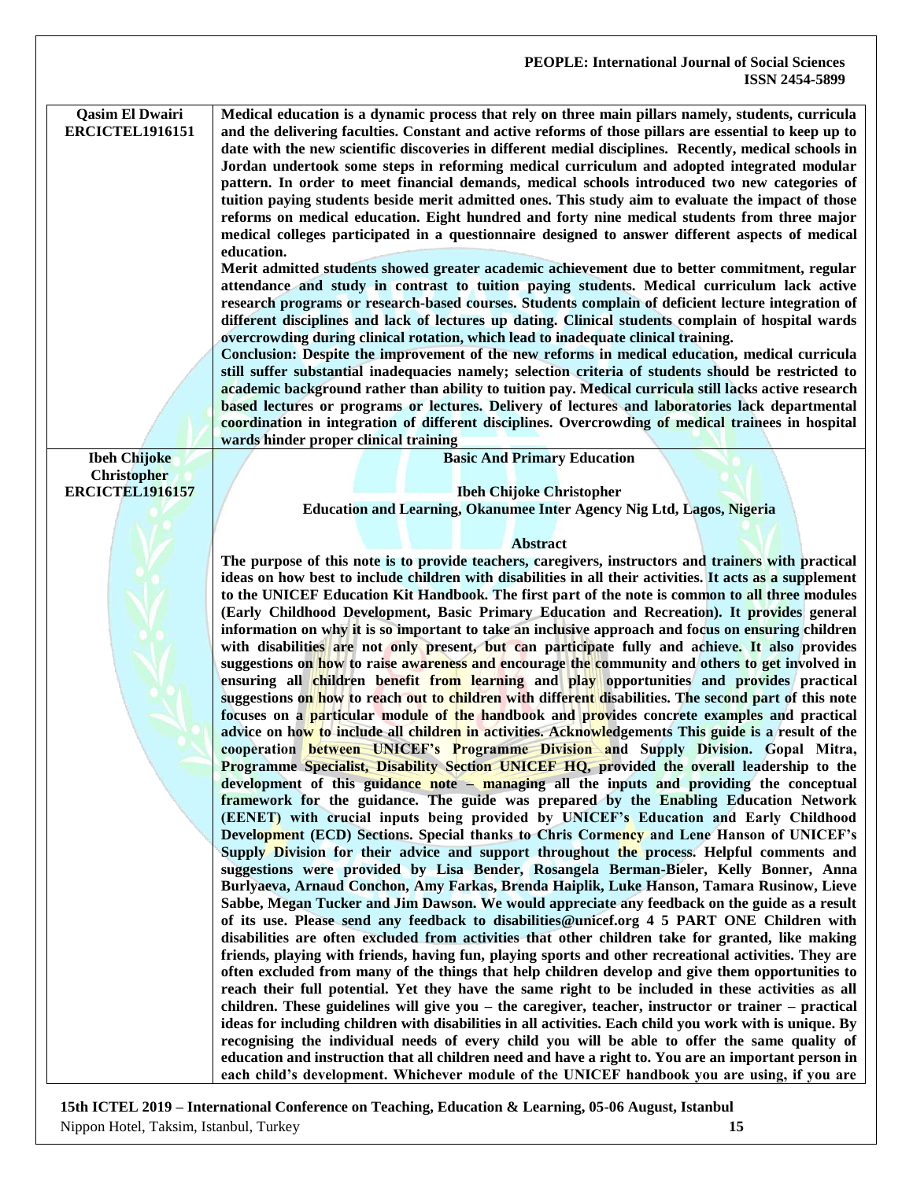| | |
|---|---|
| **Qasim El Dwairi ERCICTEL1916151** | **Medical education is a dynamic process that rely on three main pillars namely, students, curricula and the delivering faculties. Constant and active reforms of those pillars are essential to keep up to date with the new scientific discoveries in different medial disciplines. Recently, medical schools in Jordan undertook some steps in reforming medical curriculum and adopted integrated modular pattern. In order to meet financial demands, medical schools introduced two new categories of tuition paying students beside merit admitted ones. This study aim to evaluate the impact of those reforms on medical education. Eight hundred and forty nine medical students from three major medical colleges participated in a questionnaire designed to answer different aspects of medical education.** <br> **Merit admitted students showed greater academic achievement due to better commitment, regular attendance and study in contrast to tuition paying students. Medical curriculum lack active research programs or research-based courses. Students complain of deficient lecture integration of different disciplines and lack of lectures up dating. Clinical students complain of hospital wards overcrowding during clinical rotation, which lead to inadequate clinical training.** <br> **Conclusion: Despite the improvement of the new reforms in medical education, medical curricula still suffer substantial inadequacies namely; selection criteria of students should be restricted to academic background rather than ability to tuition pay. Medical curricula still lacks active research based lectures or programs or lectures. Delivery of lectures and laboratories lack departmental coordination in integration of different disciplines. Overcrowding of medical trainees in hospital wards hinder proper clinical training** |
| **Ibeh Chijoke Christopher ERCICTEL1916157** | **Basic And Primary Education** <br><br> **Ibeh Chijoke Christopher** <br> **Education and Learning, Okanumee Inter Agency Nig Ltd, Lagos, Nigeria** <br><br> **Abstract** <br> **The purpose of this note is to provide teachers, caregivers, instructors and trainers with practical ideas on how best to include children with disabilities in all their activities. It acts as a supplement to the UNICEF Education Kit Handbook. The first part of the note is common to all three modules (Early Childhood Development, Basic Primary Education and Recreation). It provides general information on why it is so important to take an inclusive approach and focus on ensuring children with disabilities are not only present, but can participate fully and achieve. It also provides suggestions on how to raise awareness and encourage the community and others to get involved in ensuring all children benefit from learning and play opportunities and provides practical suggestions on how to reach out to children with different disabilities. The second part of this note focuses on a particular module of the handbook and provides concrete examples and practical advice on how to include all children in activities. Acknowledgements This guide is a result of the cooperation between UNICEF's Programme Division and Supply Division. Gopal Mitra, Programme Specialist, Disability Section UNICEF HQ, provided the overall leadership to the development of this guidance note – managing all the inputs and providing the conceptual framework for the guidance. The guide was prepared by the Enabling Education Network (EENET) with crucial inputs being provided by UNICEF's Education and Early Childhood Development (ECD) Sections. Special thanks to Chris Cormency and Lene Hanson of UNICEF's Supply Division for their advice and support throughout the process. Helpful comments and suggestions were provided by Lisa Bender, Rosangela Berman-Bieler, Kelly Bonner, Anna Burlyaeva, Arnaud Conchon, Amy Farkas, Brenda Haiplik, Luke Hanson, Tamara Rusinow, Lieve Sabbe, Megan Tucker and Jim Dawson. We would appreciate any feedback on the guide as a result of its use. Please send any feedback to disabilities@unicef.org 4 5 PART ONE Children with disabilities are often excluded from activities that other children take for granted, like making friends, playing with friends, having fun, playing sports and other recreational activities. They are often excluded from many of the things that help children develop and give them opportunities to reach their full potential. Yet they have the same right to be included in these activities as all children. These guidelines will give you – the caregiver, teacher, instructor or trainer – practical ideas for including children with disabilities in all activities. Each child you work with is unique. By recognising the individual needs of every child you will be able to offer the same quality of education and instruction that all children need and have a right to. You are an important person in each child's development. Whichever module of the UNICEF handbook you are using, if you are** |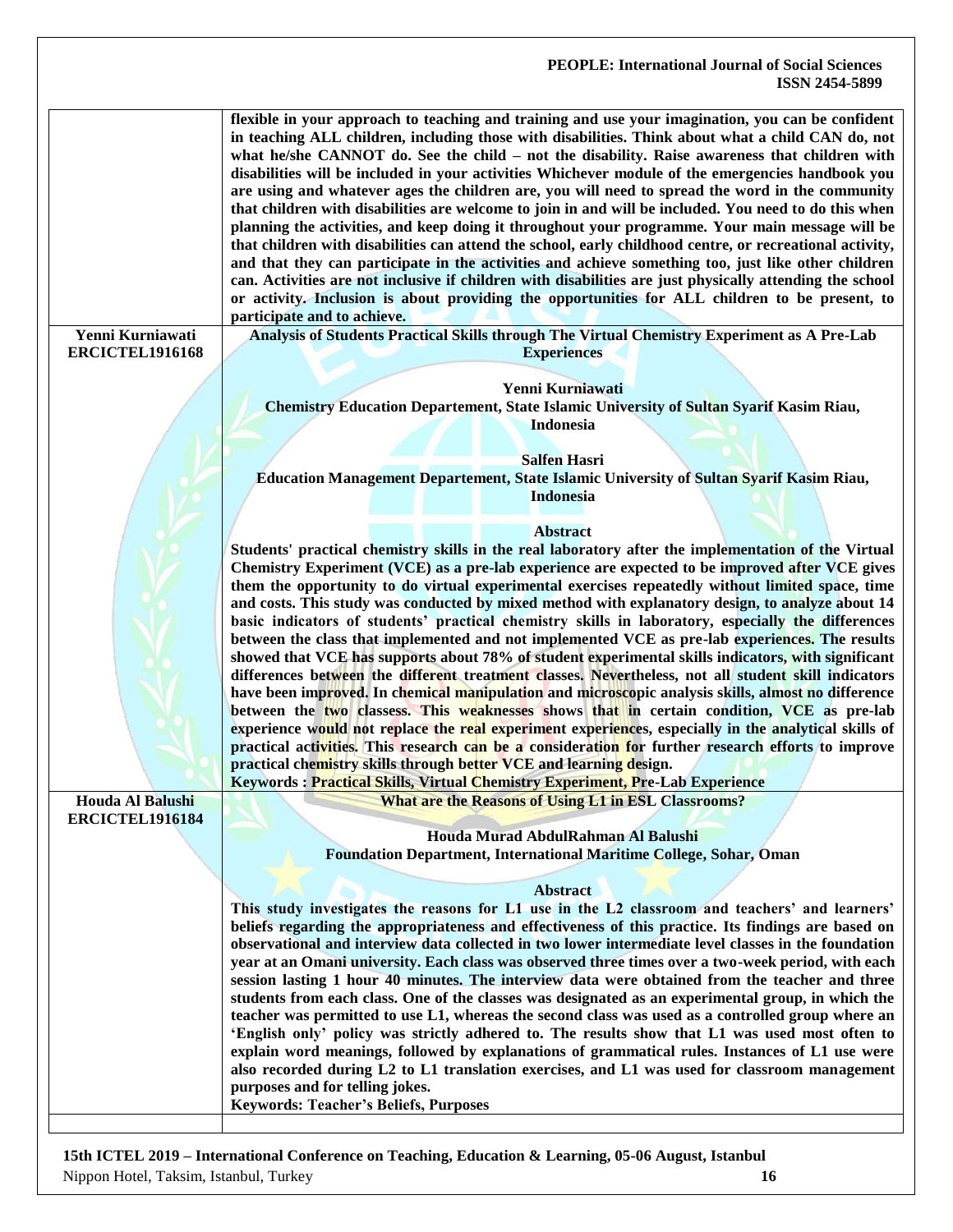| | |
|---|---|
| | **flexible in your approach to teaching and training and use your imagination, you can be confident in teaching ALL children, including those with disabilities. Think about what a child CAN do, not what he/she CANNOT do. See the child – not the disability. Raise awareness that children with disabilities will be included in your activities Whichever module of the emergencies handbook you are using and whatever ages the children are, you will need to spread the word in the community that children with disabilities are welcome to join in and will be included. You need to do this when planning the activities, and keep doing it throughout your programme. Your main message will be that children with disabilities can attend the school, early childhood centre, or recreational activity, and that they can participate in the activities and achieve something too, just like other children can. Activities are not inclusive if children with disabilities are just physically attending the school or activity. Inclusion is about providing the opportunities for ALL children to be present, to participate and to achieve.** |
| **Yenni Kurniawati ERCICTEL1916168** | **Analysis of Students Practical Skills through The Virtual Chemistry Experiment as A Pre-Lab Experiences**<br><br>**Yenni Kurniawati**<br>**Chemistry Education Departement, State Islamic University of Sultan Syarif Kasim Riau, Indonesia**<br><br>**Salfen Hasri**<br>**Education Management Departement, State Islamic University of Sultan Syarif Kasim Riau, Indonesia**<br><br>**Abstract**<br>**Students' practical chemistry skills in the real laboratory after the implementation of the Virtual Chemistry Experiment (VCE) as a pre-lab experience are expected to be improved after VCE gives them the opportunity to do virtual experimental exercises repeatedly without limited space, time and costs. This study was conducted by mixed method with explanatory design, to analyze about 14 basic indicators of students' practical chemistry skills in laboratory, especially the differences between the class that implemented and not implemented VCE as pre-lab experiences. The results showed that VCE has supports about 78% of student experimental skills indicators, with significant differences between the different treatment classes. Nevertheless, not all student skill indicators have been improved. In chemical manipulation and microscopic analysis skills, almost no difference between the two classess. This weaknesses shows that in certain condition, VCE as pre-lab experience would not replace the real experiment experiences, especially in the analytical skills of practical activities. This research can be a consideration for further research efforts to improve practical chemistry skills through better VCE and learning design.**<br>**Keywords : Practical Skills, Virtual Chemistry Experiment, Pre-Lab Experience** |
| **Houda Al Balushi ERCICTEL1916184** | **What are the Reasons of Using L1 in ESL Classrooms?**<br><br>**Houda Murad AbdulRahman Al Balushi**<br>**Foundation Department, International Maritime College, Sohar, Oman**<br><br>**Abstract**<br>**This study investigates the reasons for L1 use in the L2 classroom and teachers' and learners' beliefs regarding the appropriateness and effectiveness of this practice. Its findings are based on observational and interview data collected in two lower intermediate level classes in the foundation year at an Omani university. Each class was observed three times over a two-week period, with each session lasting 1 hour 40 minutes. The interview data were obtained from the teacher and three students from each class. One of the classes was designated as an experimental group, in which the teacher was permitted to use L1, whereas the second class was used as a controlled group where an 'English only' policy was strictly adhered to. The results show that L1 was used most often to explain word meanings, followed by explanations of grammatical rules. Instances of L1 use were also recorded during L2 to L1 translation exercises, and L1 was used for classroom management purposes and for telling jokes.**<br>**Keywords: Teacher's Beliefs, Purposes** |
| | |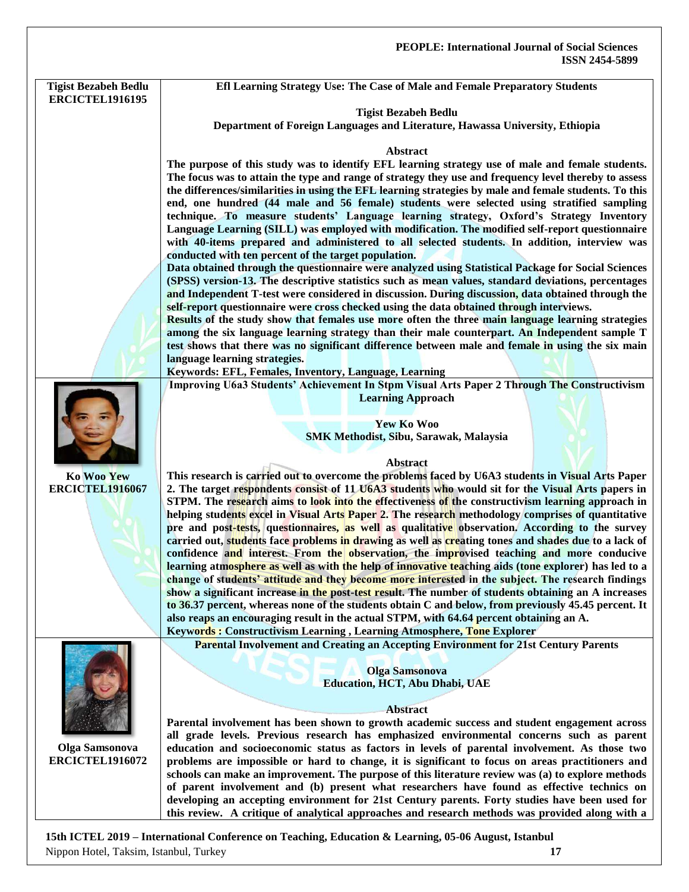**Tigist Bezabeh Bedlu**
**ERCICTEL1916195**

## Efl Learning Strategy Use: The Case of Male and Female Preparatory Students

**Tigist Bezabeh Bedlu**
**Department of Foreign Languages and Literature, Hawassa University, Ethiopia**

### Abstract

**The purpose of this study was to identify EFL learning strategy use of male and female students. The focus was to attain the type and range of strategy they use and frequency level thereby to assess the differences/similarities in using the EFL learning strategies by male and female students. To this end, one hundred (44 male and 56 female) students were selected using stratified sampling technique. To measure students' Language learning strategy, Oxford's Strategy Inventory Language Learning (SILL) was employed with modification. The modified self-report questionnaire with 40-items prepared and administered to all selected students. In addition, interview was conducted with ten percent of the target population.**

**Data obtained through the questionnaire were analyzed using Statistical Package for Social Sciences (SPSS) version-13. The descriptive statistics such as mean values, standard deviations, percentages and Independent T-test were considered in discussion. During discussion, data obtained through the self-report questionnaire were cross checked using the data obtained through interviews.**

**Results of the study show that females use more often the three main language learning strategies among the six language learning strategy than their male counterpart. An Independent sample T test shows that there was no significant difference between male and female in using the six main language learning strategies.**

**Keywords: EFL, Females, Inventory, Language, Learning**

---

**Ko Woo Yew**
**ERCICTEL1916067**

## Improving U6a3 Students' Achievement In Stpm Visual Arts Paper 2 Through The Constructivism Learning Approach

**Yew Ko Woo**
**SMK Methodist, Sibu, Sarawak, Malaysia**

### Abstract

**This research is carried out to overcome the problems faced by U6A3 students in Visual Arts Paper 2. The target respondents consist of 11 U6A3 students who would sit for the Visual Arts papers in STPM. The research aims to look into the effectiveness of the constructivism learning approach in helping students excel in Visual Arts Paper 2. The research methodology comprises of quantitative pre and post-tests, questionnaires, as well as qualitative observation. According to the survey carried out, students face problems in drawing as well as creating tones and shades due to a lack of confidence and interest. From the observation, the improvised teaching and more conducive learning atmosphere as well as with the help of innovative teaching aids (tone explorer) has led to a change of students' attitude and they become more interested in the subject. The research findings show a significant increase in the post-test result. The number of students obtaining an A increases to 36.37 percent, whereas none of the students obtain C and below, from previously 45.45 percent. It also reaps an encouraging result in the actual STPM, with 64.64 percent obtaining an A.**

**Keywords : Constructivism Learning , Learning Atmosphere, Tone Explorer**

---

**Olga Samsonova**
**ERCICTEL1916072**

## Parental Involvement and Creating an Accepting Environment for 21st Century Parents

**Olga Samsonova**
**Education, HCT, Abu Dhabi, UAE**

### Abstract

**Parental involvement has been shown to growth academic success and student engagement across all grade levels. Previous research has emphasized environmental concerns such as parent education and socioeconomic status as factors in levels of parental involvement. As those two problems are impossible or hard to change, it is significant to focus on areas practitioners and schools can make an improvement. The purpose of this literature review was (a) to explore methods of parent involvement and (b) present what researchers have found as effective technics on developing an accepting environment for 21st Century parents. Forty studies have been used for this review. A critique of analytical approaches and research methods was provided along with a**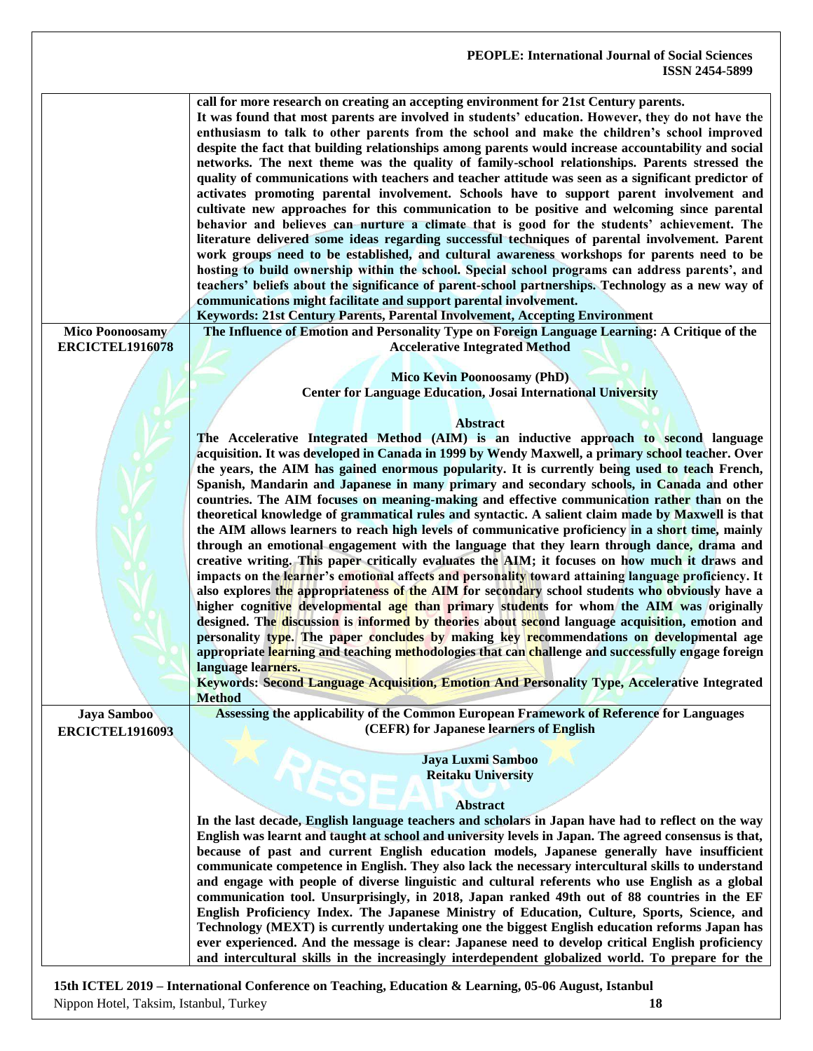call for more research on creating an accepting environment for 21st Century parents.
It was found that most parents are involved in students' education. However, they do not have the enthusiasm to talk to other parents from the school and make the children's school improved despite the fact that building relationships among parents would increase accountability and social networks. The next theme was the quality of family-school relationships. Parents stressed the quality of communications with teachers and teacher attitude was seen as a significant predictor of activates promoting parental involvement. Schools have to support parent involvement and cultivate new approaches for this communication to be positive and welcoming since parental behavior and believes can nurture a climate that is good for the students' achievement. The literature delivered some ideas regarding successful techniques of parental involvement. Parent work groups need to be established, and cultural awareness workshops for parents need to be hosting to build ownership within the school. Special school programs can address parents', and teachers' beliefs about the significance of parent-school partnerships. Technology as a new way of communications might facilitate and support parental involvement.

**Keywords: 21st Century Parents, Parental Involvement, Accepting Environment**

---

**Mico Poonoosamy**
**ERCICTEL1916078**

## The Influence of Emotion and Personality Type on Foreign Language Learning: A Critique of the Accelerative Integrated Method

**Mico Kevin Poonoosamy (PhD)**
**Center for Language Education, Josai International University**

### Abstract

The Accelerative Integrated Method (AIM) is an inductive approach to second language acquisition. It was developed in Canada in 1999 by Wendy Maxwell, a primary school teacher. Over the years, the AIM has gained enormous popularity. It is currently being used to teach French, Spanish, Mandarin and Japanese in many primary and secondary schools, in Canada and other countries. The AIM focuses on meaning-making and effective communication rather than on the theoretical knowledge of grammatical rules and syntactic. A salient claim made by Maxwell is that the AIM allows learners to reach high levels of communicative proficiency in a short time, mainly through an emotional engagement with the language that they learn through dance, drama and creative writing. This paper critically evaluates the AIM; it focuses on how much it draws and impacts on the learner's emotional affects and personality toward attaining language proficiency. It also explores the appropriateness of the AIM for secondary school students who obviously have a higher cognitive developmental age than primary students for whom the AIM was originally designed. The discussion is informed by theories about second language acquisition, emotion and personality type. The paper concludes by making key recommendations on developmental age appropriate learning and teaching methodologies that can challenge and successfully engage foreign language learners.

**Keywords: Second Language Acquisition, Emotion And Personality Type, Accelerative Integrated Method**

---

**Jaya Samboo**
**ERCICTEL1916093**

## Assessing the applicability of the Common European Framework of Reference for Languages (CEFR) for Japanese learners of English

**Jaya Luxmi Samboo**
**Reitaku University**

### Abstract

In the last decade, English language teachers and scholars in Japan have had to reflect on the way English was learnt and taught at school and university levels in Japan. The agreed consensus is that, because of past and current English education models, Japanese generally have insufficient communicate competence in English. They also lack the necessary intercultural skills to understand and engage with people of diverse linguistic and cultural referents who use English as a global communication tool. Unsurprisingly, in 2018, Japan ranked 49th out of 88 countries in the EF English Proficiency Index. The Japanese Ministry of Education, Culture, Sports, Science, and Technology (MEXT) is currently undertaking one the biggest English education reforms Japan has ever experienced. And the message is clear: Japanese need to develop critical English proficiency and intercultural skills in the increasingly interdependent globalized world. To prepare for the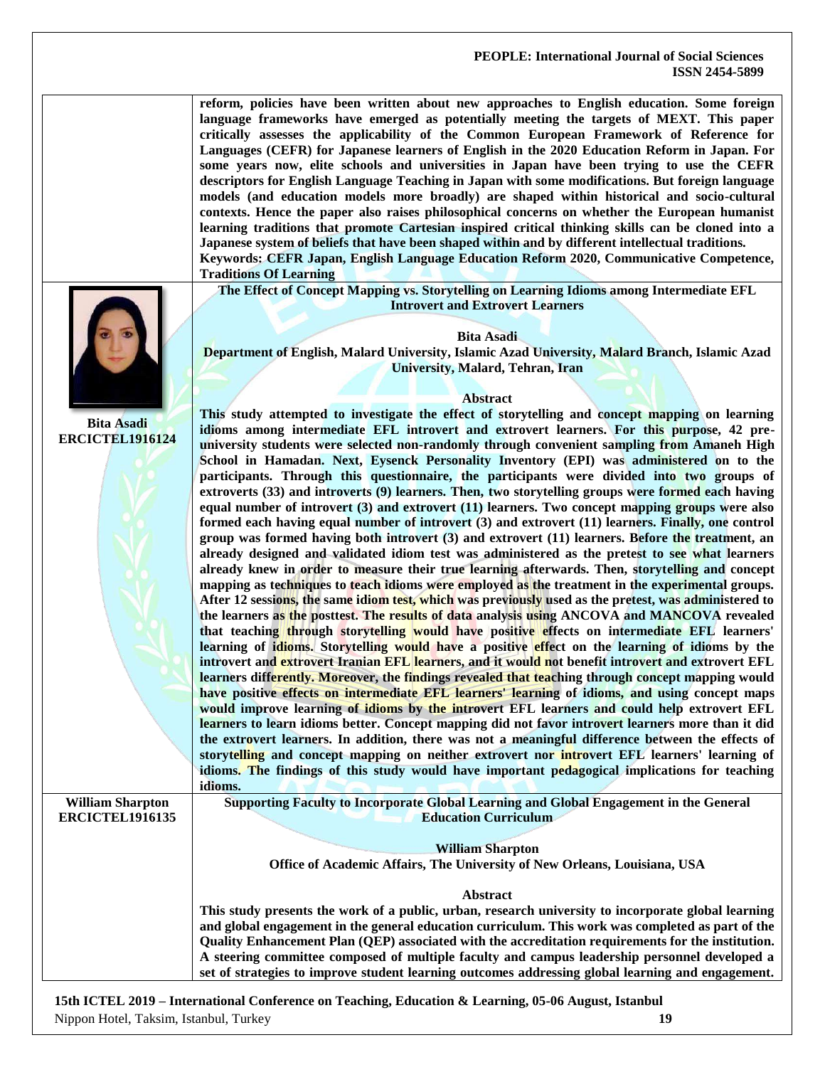reform, policies have been written about new approaches to English education. Some foreign language frameworks have emerged as potentially meeting the targets of MEXT. This paper critically assesses the applicability of the Common European Framework of Reference for Languages (CEFR) for Japanese learners of English in the 2020 Education Reform in Japan. For some years now, elite schools and universities in Japan have been trying to use the CEFR descriptors for English Language Teaching in Japan with some modifications. But foreign language models (and education models more broadly) are shaped within historical and socio-cultural contexts. Hence the paper also raises philosophical concerns on whether the European humanist learning traditions that promote Cartesian inspired critical thinking skills can be cloned into a Japanese system of beliefs that have been shaped within and by different intellectual traditions.

**Keywords: CEFR Japan, English Language Education Reform 2020, Communicative Competence, Traditions Of Learning**

**Bita Asadi**
**ERCICTEL1916124**

### The Effect of Concept Mapping vs. Storytelling on Learning Idioms among Intermediate EFL Introvert and Extrovert Learners

**Bita Asadi**

**Department of English, Malard University, Islamic Azad University, Malard Branch, Islamic Azad University, Malard, Tehran, Iran**

**Abstract**

This study attempted to investigate the effect of storytelling and concept mapping on learning idioms among intermediate EFL introvert and extrovert learners. For this purpose, 42 pre-university students were selected non-randomly through convenient sampling from Amaneh High School in Hamadan. Next, Eysenck Personality Inventory (EPI) was administered on to the participants. Through this questionnaire, the participants were divided into two groups of extroverts (33) and introverts (9) learners. Then, two storytelling groups were formed each having equal number of introvert (3) and extrovert (11) learners. Two concept mapping groups were also formed each having equal number of introvert (3) and extrovert (11) learners. Finally, one control group was formed having both introvert (3) and extrovert (11) learners. Before the treatment, an already designed and validated idiom test was administered as the pretest to see what learners already knew in order to measure their true learning afterwards. Then, storytelling and concept mapping as techniques to teach idioms were employed as the treatment in the experimental groups. After 12 sessions, the same idiom test, which was previously used as the pretest, was administered to the learners as the posttest. The results of data analysis using ANCOVA and MANCOVA revealed that teaching through storytelling would have positive effects on intermediate EFL learners' learning of idioms. Storytelling would have a positive effect on the learning of idioms by the introvert and extrovert Iranian EFL learners, and it would not benefit introvert and extrovert EFL learners differently. Moreover, the findings revealed that teaching through concept mapping would have positive effects on intermediate EFL learners' learning of idioms, and using concept maps would improve learning of idioms by the introvert EFL learners and could help extrovert EFL learners to learn idioms better. Concept mapping did not favor introvert learners more than it did the extrovert learners. In addition, there was not a meaningful difference between the effects of storytelling and concept mapping on neither extrovert nor introvert EFL learners' learning of idioms. The findings of this study would have important pedagogical implications for teaching idioms.

**William Sharpton**
**ERCICTEL1916135**

### Supporting Faculty to Incorporate Global Learning and Global Engagement in the General Education Curriculum

**William Sharpton**

**Office of Academic Affairs, The University of New Orleans, Louisiana, USA**

**Abstract**

This study presents the work of a public, urban, research university to incorporate global learning and global engagement in the general education curriculum. This work was completed as part of the Quality Enhancement Plan (QEP) associated with the accreditation requirements for the institution. A steering committee composed of multiple faculty and campus leadership personnel developed a set of strategies to improve student learning outcomes addressing global learning and engagement.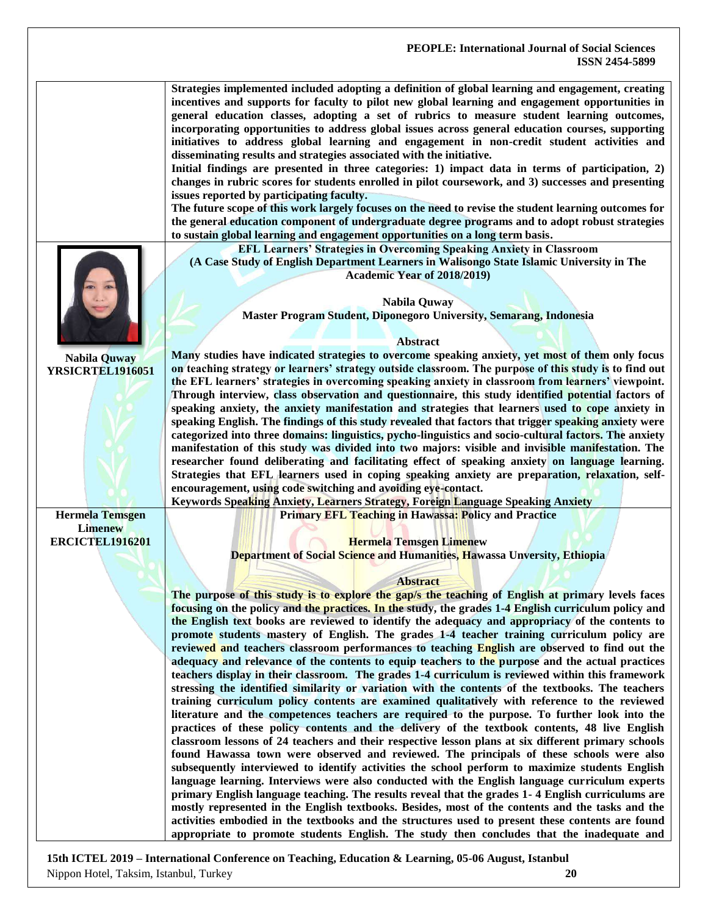Strategies implemented included adopting a definition of global learning and engagement, creating incentives and supports for faculty to pilot new global learning and engagement opportunities in general education classes, adopting a set of rubrics to measure student learning outcomes, incorporating opportunities to address global issues across general education courses, supporting initiatives to address global learning and engagement in non-credit student activities and disseminating results and strategies associated with the initiative.

Initial findings are presented in three categories: 1) impact data in terms of participation, 2) changes in rubric scores for students enrolled in pilot coursework, and 3) successes and presenting issues reported by participating faculty.

The future scope of this work largely focuses on the need to revise the student learning outcomes for the general education component of undergraduate degree programs and to adopt robust strategies to sustain global learning and engagement opportunities on a long term basis.

**Nabila Quway**
**YRSICRTEL1916051**

## EFL Learners' Strategies in Overcoming Speaking Anxiety in Classroom (A Case Study of English Department Learners in Walisongo State Islamic University in The Academic Year of 2018/2019)

**Nabila Quway**

**Master Program Student, Diponegoro University, Semarang, Indonesia**

### Abstract

Many studies have indicated strategies to overcome speaking anxiety, yet most of them only focus on teaching strategy or learners' strategy outside classroom. The purpose of this study is to find out the EFL learners' strategies in overcoming speaking anxiety in classroom from learners' viewpoint. Through interview, class observation and questionnaire, this study identified potential factors of speaking anxiety, the anxiety manifestation and strategies that learners used to cope anxiety in speaking English. The findings of this study revealed that factors that trigger speaking anxiety were categorized into three domains: linguistics, pycho-linguistics and socio-cultural factors. The anxiety manifestation of this study was divided into two majors: visible and invisible manifestation. The researcher found deliberating and facilitating effect of speaking anxiety on language learning. Strategies that EFL learners used in coping speaking anxiety are preparation, relaxation, self-encouragement, using code switching and avoiding eye-contact.

**Keywords** Speaking Anxiety, Learners Strategy, Foreign Language Speaking Anxiety

**Hermela Temsgen Limenew**
**ERCICTEL1916201**

## Primary EFL Teaching in Hawassa: Policy and Practice

**Hermela Temsgen Limenew**

**Department of Social Science and Humanities, Hawassa Unversity, Ethiopia**

### Abstract

The purpose of this study is to explore the gap/s the teaching of English at primary levels faces focusing on the policy and the practices. In the study, the grades 1-4 English curriculum policy and the English text books are reviewed to identify the adequacy and appropriacy of the contents to promote students mastery of English. The grades 1-4 teacher training curriculum policy are reviewed and teachers classroom performances to teaching English are observed to find out the adequacy and relevance of the contents to equip teachers to the purpose and the actual practices teachers display in their classroom. The grades 1-4 curriculum is reviewed within this framework stressing the identified similarity or variation with the contents of the textbooks. The teachers training curriculum policy contents are examined qualitatively with reference to the reviewed literature and the competences teachers are required to the purpose. To further look into the practices of these policy contents and the delivery of the textbook contents, 48 live English classroom lessons of 24 teachers and their respective lesson plans at six different primary schools found Hawassa town were observed and reviewed. The principals of these schools were also subsequently interviewed to identify activities the school perform to maximize students English language learning. Interviews were also conducted with the English language curriculum experts primary English language teaching. The results reveal that the grades 1- 4 English curriculums are mostly represented in the English textbooks. Besides, most of the contents and the tasks and the activities embodied in the textbooks and the structures used to present these contents are found appropriate to promote students English. The study then concludes that the inadequate and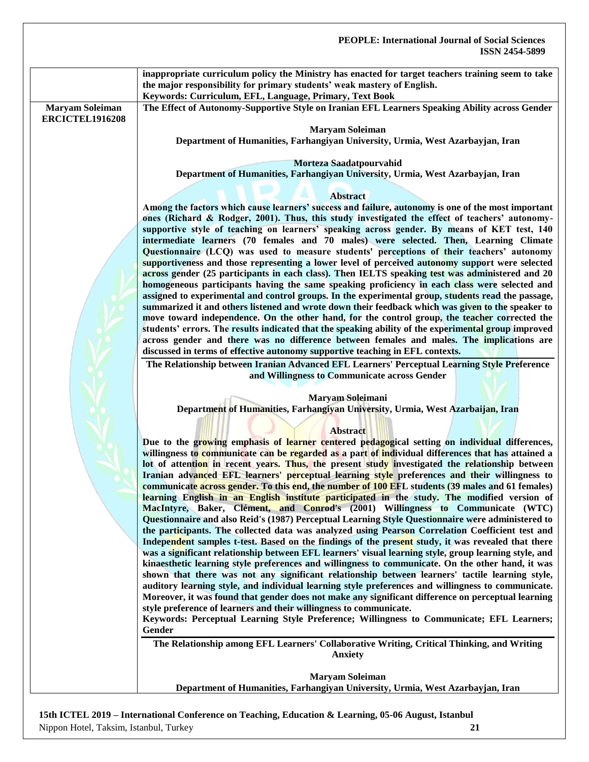inappropriate curriculum policy the Ministry has enacted for target teachers training seem to take the major responsibility for primary students' weak mastery of English.

**Keywords: Curriculum, EFL, Language, Primary, Text Book**

**Maryam Soleiman**
**ERCICTEL1916208**

**The Effect of Autonomy-Supportive Style on Iranian EFL Learners Speaking Ability across Gender**

**Maryam Soleiman**
**Department of Humanities, Farhangiyan University, Urmia, West Azarbayjan, Iran**

**Morteza Saadatpourvahid**
**Department of Humanities, Farhangiyan University, Urmia, West Azarbayjan, Iran**

**Abstract**

**Among the factors which cause learners' success and failure, autonomy is one of the most important ones (Richard & Rodger, 2001). Thus, this study investigated the effect of teachers' autonomy-supportive style of teaching on learners' speaking across gender. By means of KET test, 140 intermediate learners (70 females and 70 males) were selected. Then, Learning Climate Questionnaire (LCQ) was used to measure students' perceptions of their teachers' autonomy supportiveness and those representing a lower level of perceived autonomy support were selected across gender (25 participants in each class). Then IELTS speaking test was administered and 20 homogeneous participants having the same speaking proficiency in each class were selected and assigned to experimental and control groups. In the experimental group, students read the passage, summarized it and others listened and wrote down their feedback which was given to the speaker to move toward independence. On the other hand, for the control group, the teacher corrected the students' errors. The results indicated that the speaking ability of the experimental group improved across gender and there was no difference between females and males. The implications are discussed in terms of effective autonomy supportive teaching in EFL contexts.**

**The Relationship between Iranian Advanced EFL Learners' Perceptual Learning Style Preference and Willingness to Communicate across Gender**

**Maryam Soleimani**
**Department of Humanities, Farhangiyan University, Urmia, West Azarbaijan, Iran**

**Abstract**

**Due to the growing emphasis of learner centered pedagogical setting on individual differences, willingness to communicate can be regarded as a part of individual differences that has attained a lot of attention in recent years. Thus, the present study investigated the relationship between Iranian advanced EFL learners' perceptual learning style preferences and their willingness to communicate across gender. To this end, the number of 100 EFL students (39 males and 61 females) learning English in an English institute participated in the study. The modified version of MacIntyre, Baker, Clément, and Conrod's (2001) Willingness to Communicate (WTC) Questionnaire and also Reid's (1987) Perceptual Learning Style Questionnaire were administered to the participants. The collected data was analyzed using Pearson Correlation Coefficient test and Independent samples t-test. Based on the findings of the present study, it was revealed that there was a significant relationship between EFL learners' visual learning style, group learning style, and kinaesthetic learning style preferences and willingness to communicate. On the other hand, it was shown that there was not any significant relationship between learners' tactile learning style, auditory learning style, and individual learning style preferences and willingness to communicate. Moreover, it was found that gender does not make any significant difference on perceptual learning style preference of learners and their willingness to communicate.**

**Keywords: Perceptual Learning Style Preference; Willingness to Communicate; EFL Learners; Gender**

**The Relationship among EFL Learners' Collaborative Writing, Critical Thinking, and Writing Anxiety**

**Maryam Soleiman**
**Department of Humanities, Farhangiyan University, Urmia, West Azarbayjan, Iran**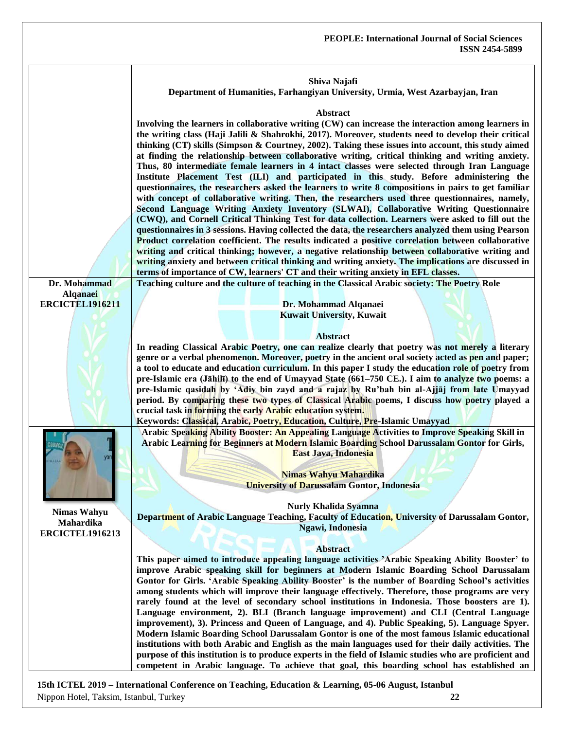**Shiva Najafi**
**Department of Humanities, Farhangiyan University, Urmia, West Azarbayjan, Iran**

**Abstract**

**Involving the learners in collaborative writing (CW) can increase the interaction among learners in the writing class (Haji Jalili & Shahrokhi, 2017). Moreover, students need to develop their critical thinking (CT) skills (Simpson & Courtney, 2002). Taking these issues into account, this study aimed at finding the relationship between collaborative writing, critical thinking and writing anxiety. Thus, 80 intermediate female learners in 4 intact classes were selected through Iran Language Institute Placement Test (ILI) and participated in this study. Before administering the questionnaires, the researchers asked the learners to write 8 compositions in pairs to get familiar with concept of collaborative writing. Then, the researchers used three questionnaires, namely, Second Language Writing Anxiety Inventory (SLWAI), Collaborative Writing Questionnaire (CWQ), and Cornell Critical Thinking Test for data collection. Learners were asked to fill out the questionnaires in 3 sessions. Having collected the data, the researchers analyzed them using Pearson Product correlation coefficient. The results indicated a positive correlation between collaborative writing and critical thinking; however, a negative relationship between collaborative writing and writing anxiety and between critical thinking and writing anxiety. The implications are discussed in terms of importance of CW, learners' CT and their writing anxiety in EFL classes.**

---

**Dr. Mohammad Alqanaei**
**ERCICTEL1916211**

**Teaching culture and the culture of teaching in the Classical Arabic society: The Poetry Role**

**Dr. Mohammad Alqanaei**
**Kuwait University, Kuwait**

**Abstract**

**In reading Classical Arabic Poetry, one can realize clearly that poetry was not merely a literary genre or a verbal phenomenon. Moreover, poetry in the ancient oral society acted as pen and paper; a tool to educate and education curriculum. In this paper I study the education role of poetry from pre-Islamic era (Jāhilī) to the end of Umayyad State (661–750 CE.). I aim to analyze two poems: a pre-Islamic qasidah by 'Adiy bin zayd and a rajaz by Ru'bah bin al-Ajjāj from late Umayyad period. By comparing these two types of Classical Arabic poems, I discuss how poetry played a crucial task in forming the early Arabic education system.**

**Keywords: Classical, Arabic, Poetry, Education, Culture, Pre-Islamic Umayyad**

---

**Nimas Wahyu Mahardika**
**ERCICTEL1916213**

**Arabic Speaking Ability Booster: An Appealing Language Activities to Improve Speaking Skill in Arabic Learning for Beginners at Modern Islamic Boarding School Darussalam Gontor for Girls, East Java, Indonesia**

**Nimas Wahyu Mahardika**
**University of Darussalam Gontor, Indonesia**

**Nurly Khalida Syamna**
**Department of Arabic Language Teaching, Faculty of Education, University of Darussalam Gontor, Ngawi, Indonesia**

**Abstract**

**This paper aimed to introduce appealing language activities 'Arabic Speaking Ability Booster' to improve Arabic speaking skill for beginners at Modern Islamic Boarding School Darussalam Gontor for Girls. 'Arabic Speaking Ability Booster' is the number of Boarding School's activities among students which will improve their language effectively. Therefore, those programs are very rarely found at the level of secondary school institutions in Indonesia. Those boosters are 1). Language environment, 2). BLI (Branch language improvement) and CLI (Central Language improvement), 3). Princess and Queen of Language, and 4). Public Speaking, 5). Language Spyer. Modern Islamic Boarding School Darussalam Gontor is one of the most famous Islamic educational institutions with both Arabic and English as the main languages used for their daily activities. The purpose of this institution is to produce experts in the field of Islamic studies who are proficient and competent in Arabic language. To achieve that goal, this boarding school has established an**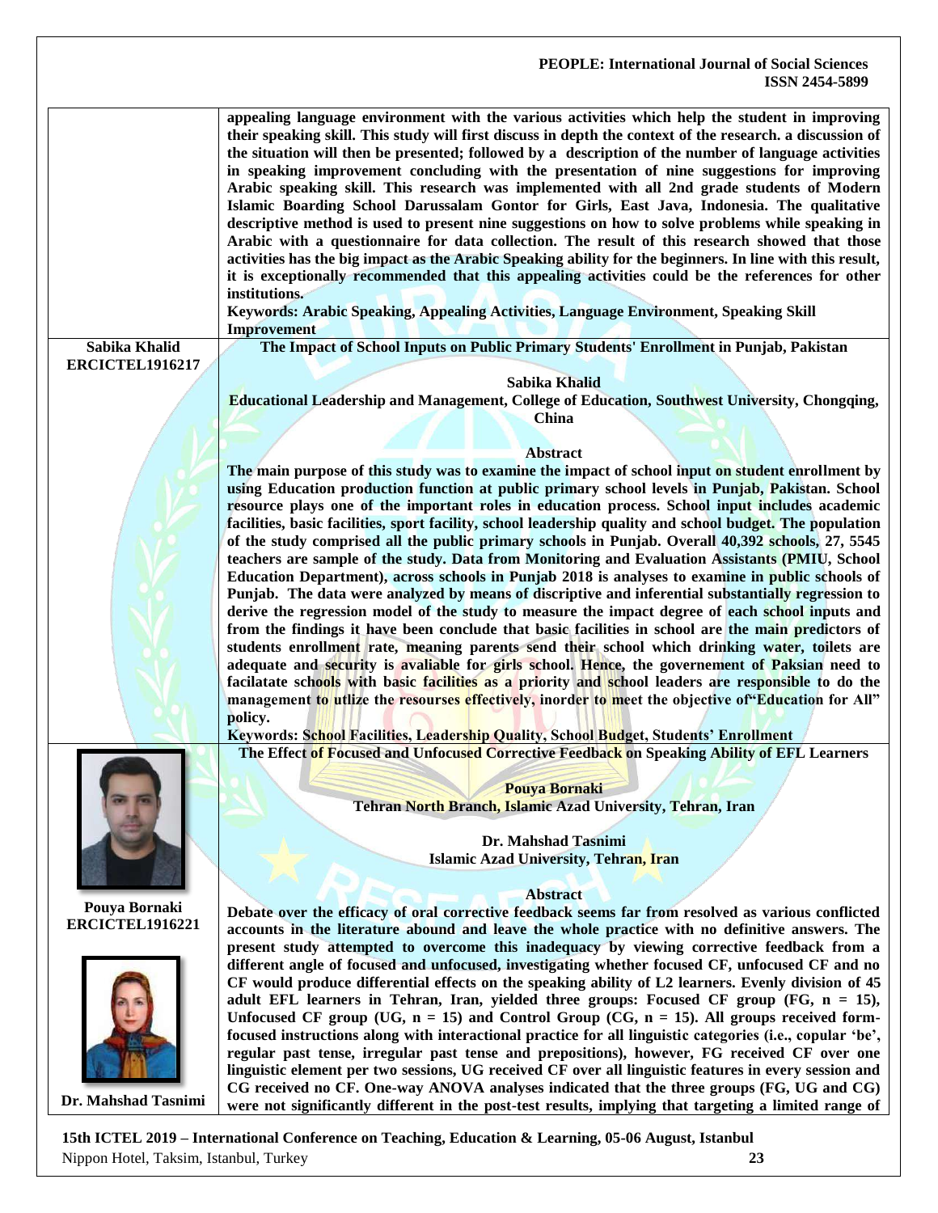appealing language environment with the various activities which help the student in improving their speaking skill. This study will first discuss in depth the context of the research. a discussion of the situation will then be presented; followed by a description of the number of language activities in speaking improvement concluding with the presentation of nine suggestions for improving Arabic speaking skill. This research was implemented with all 2nd grade students of Modern Islamic Boarding School Darussalam Gontor for Girls, East Java, Indonesia. The qualitative descriptive method is used to present nine suggestions on how to solve problems while speaking in Arabic with a questionnaire for data collection. The result of this research showed that those activities has the big impact as the Arabic Speaking ability for the beginners. In line with this result, it is exceptionally recommended that this appealing activities could be the references for other institutions.

**Keywords: Arabic Speaking, Appealing Activities, Language Environment, Speaking Skill Improvement**

**Sabika Khalid**
**ERCICTEL1916217**

## The Impact of School Inputs on Public Primary Students' Enrollment in Punjab, Pakistan

**Sabika Khalid**

**Educational Leadership and Management, College of Education, Southwest University, Chongqing, China**

### Abstract

The main purpose of this study was to examine the impact of school input on student enrollment by using Education production function at public primary school levels in Punjab, Pakistan. School resource plays one of the important roles in education process. School input includes academic facilities, basic facilities, sport facility, school leadership quality and school budget. The population of the study comprised all the public primary schools in Punjab. Overall 40,392 schools, 27, 5545 teachers are sample of the study. Data from Monitoring and Evaluation Assistants (PMIU, School Education Department), across schools in Punjab 2018 is analyses to examine in public schools of Punjab. The data were analyzed by means of discriptive and inferential substantially regression to derive the regression model of the study to measure the impact degree of each school inputs and from the findings it have been conclude that basic facilities in school are the main predictors of students enrollment rate, meaning parents send their school which drinking water, toilets are adequate and security is avaliable for girls school. Hence, the governement of Paksian need to facilatate schools with basic facilities as a priority and school leaders are responsible to do the management to utlize the resourses effectively, inorder to meet the objective of"Education for All" policy.

**Keywords: School Facilities, Leadership Quality, School Budget, Students' Enrollment**

**Pouya Bornaki**
**ERCICTEL1916221**

**Dr. Mahshad Tasnimi**

## The Effect of Focused and Unfocused Corrective Feedback on Speaking Ability of EFL Learners

**Pouya Bornaki**
**Tehran North Branch, Islamic Azad University, Tehran, Iran**

**Dr. Mahshad Tasnimi**
**Islamic Azad University, Tehran, Iran**

### Abstract

Debate over the efficacy of oral corrective feedback seems far from resolved as various conflicted accounts in the literature abound and leave the whole practice with no definitive answers. The present study attempted to overcome this inadequacy by viewing corrective feedback from a different angle of focused and unfocused, investigating whether focused CF, unfocused CF and no CF would produce differential effects on the speaking ability of L2 learners. Evenly division of 45 adult EFL learners in Tehran, Iran, yielded three groups: Focused CF group (FG, $n = 15$), Unfocused CF group (UG, $n = 15$) and Control Group (CG, $n = 15$). All groups received form-focused instructions along with interactional practice for all linguistic categories (i.e., copular 'be', regular past tense, irregular past tense and prepositions), however, FG received CF over one linguistic element per two sessions, UG received CF over all linguistic features in every session and CG received no CF. One-way ANOVA analyses indicated that the three groups (FG, UG and CG) were not significantly different in the post-test results, implying that targeting a limited range of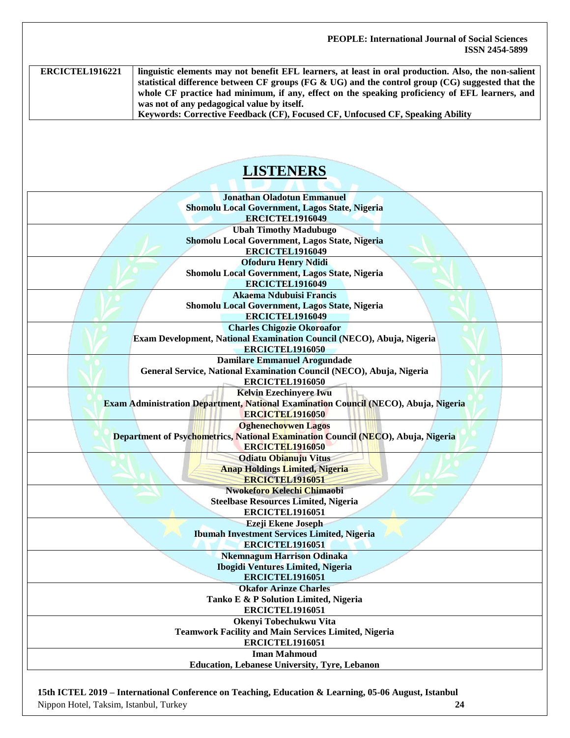| ERCICTEL1916221 | linguistic elements may not benefit EFL learners, at least in oral production. Also, the non-salient statistical difference between CF groups (FG & UG) and the control group (CG) suggested that the whole CF practice had minimum, if any, effect on the speaking proficiency of EFL learners, and was not of any pedagogical value by itself. **Keywords: Corrective Feedback (CF), Focused CF, Unfocused CF, Speaking Ability** |
|---|---|

## LISTENERS

| |
|---|
| **Jonathan Oladotun Emmanuel**<br>**Shomolu Local Government, Lagos State, Nigeria**<br>**ERCICTEL1916049** |
| **Ubah Timothy Madubugo**<br>**Shomolu Local Government, Lagos State, Nigeria**<br>**ERCICTEL1916049** |
| **Ofoduru Henry Ndidi**<br>**Shomolu Local Government, Lagos State, Nigeria**<br>**ERCICTEL1916049** |
| **Akaema Ndubuisi Francis**<br>**Shomolu Local Government, Lagos State, Nigeria**<br>**ERCICTEL1916049** |
| **Charles Chigozie Okoroafor**<br>**Exam Development, National Examination Council (NECO), Abuja, Nigeria**<br>**ERCICTEL1916050** |
| **Damilare Emmanuel Arogundade**<br>**General Service, National Examination Council (NECO), Abuja, Nigeria**<br>**ERCICTEL1916050** |
| **Kelvin Ezechinyere Iwu**<br>**Exam Administration Department, National Examination Council (NECO), Abuja, Nigeria**<br>**ERCICTEL1916050** |
| **Oghenechovwen Lagos**<br>**Department of Psychometrics, National Examination Council (NECO), Abuja, Nigeria**<br>**ERCICTEL1916050** |
| **Odiatu Obianuju Vitus**<br>**Anap Holdings Limited, Nigeria**<br>**ERCICTEL1916051** |
| **Nwokeforo Kelechi Chimaobi**<br>**Steelbase Resources Limited, Nigeria**<br>**ERCICTEL1916051** |
| **Ezeji Ekene Joseph**<br>**Ibumah Investment Services Limited, Nigeria**<br>**ERCICTEL1916051** |
| **Nkemnagum Harrison Odinaka**<br>**Ibogidi Ventures Limited, Nigeria**<br>**ERCICTEL1916051** |
| **Okafor Arinze Charles**<br>**Tanko E & P Solution Limited, Nigeria**<br>**ERCICTEL1916051** |
| **Okenyi Tobechukwu Vita**<br>**Teamwork Facility and Main Services Limited, Nigeria**<br>**ERCICTEL1916051** |
| **Iman Mahmoud**<br>**Education, Lebanese University, Tyre, Lebanon** |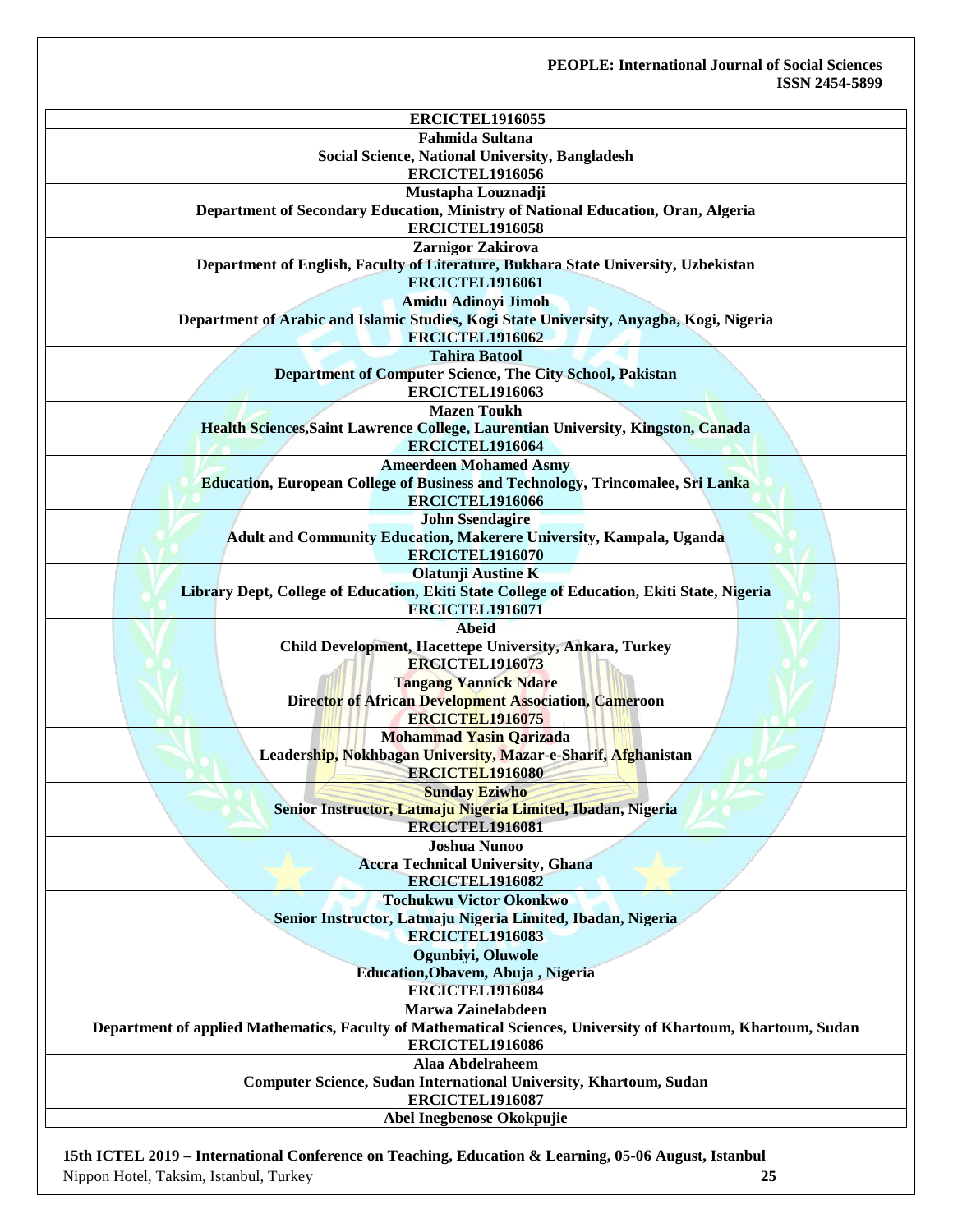| ERCICTEL1916055 |
|---|
| **Fahmida Sultana**<br>**Social Science, National University, Bangladesh**<br>**ERCICTEL1916056** |
| **Mustapha Louznadji**<br>**Department of Secondary Education, Ministry of National Education, Oran, Algeria**<br>**ERCICTEL1916058** |
| **Zarnigor Zakirova**<br>**Department of English, Faculty of Literature, Bukhara State University, Uzbekistan**<br>**ERCICTEL1916061** |
| **Amidu Adinoyi Jimoh**<br>**Department of Arabic and Islamic Studies, Kogi State University, Anyagba, Kogi, Nigeria**<br>**ERCICTEL1916062** |
| **Tahira Batool**<br>**Department of Computer Science, The City School, Pakistan**<br>**ERCICTEL1916063** |
| **Mazen Toukh**<br>**Health Sciences,Saint Lawrence College, Laurentian University, Kingston, Canada**<br>**ERCICTEL1916064** |
| **Ameerdeen Mohamed Asmy**<br>**Education, European College of Business and Technology, Trincomalee, Sri Lanka**<br>**ERCICTEL1916066** |
| **John Ssendagire**<br>**Adult and Community Education, Makerere University, Kampala, Uganda**<br>**ERCICTEL1916070** |
| **Olatunji Austine K**<br>**Library Dept, College of Education, Ekiti State College of Education, Ekiti State, Nigeria**<br>**ERCICTEL1916071** |
| **Abeid**<br>**Child Development, Hacettepe University, Ankara, Turkey**<br>**ERCICTEL1916073** |
| **Tangang Yannick Ndare**<br>**Director of African Development Association, Cameroon**<br>**ERCICTEL1916075** |
| **Mohammad Yasin Qarizada**<br>**Leadership, Nokhbagan University, Mazar-e-Sharif, Afghanistan**<br>**ERCICTEL1916080** |
| **Sunday Eziwho**<br>**Senior Instructor, Latmaju Nigeria Limited, Ibadan, Nigeria**<br>**ERCICTEL1916081** |
| **Joshua Nunoo**<br>**Accra Technical University, Ghana**<br>**ERCICTEL1916082** |
| **Tochukwu Victor Okonkwo**<br>**Senior Instructor, Latmaju Nigeria Limited, Ibadan, Nigeria**<br>**ERCICTEL1916083** |
| **Ogunbiyi, Oluwole**<br>**Education,Obavem, Abuja , Nigeria**<br>**ERCICTEL1916084** |
| **Marwa Zainelabdeen**<br>**Department of applied Mathematics, Faculty of Mathematical Sciences, University of Khartoum, Khartoum, Sudan**<br>**ERCICTEL1916086** |
| **Alaa Abdelraheem**<br>**Computer Science, Sudan International University, Khartoum, Sudan**<br>**ERCICTEL1916087** |
| **Abel Inegbenose Okokpujie** |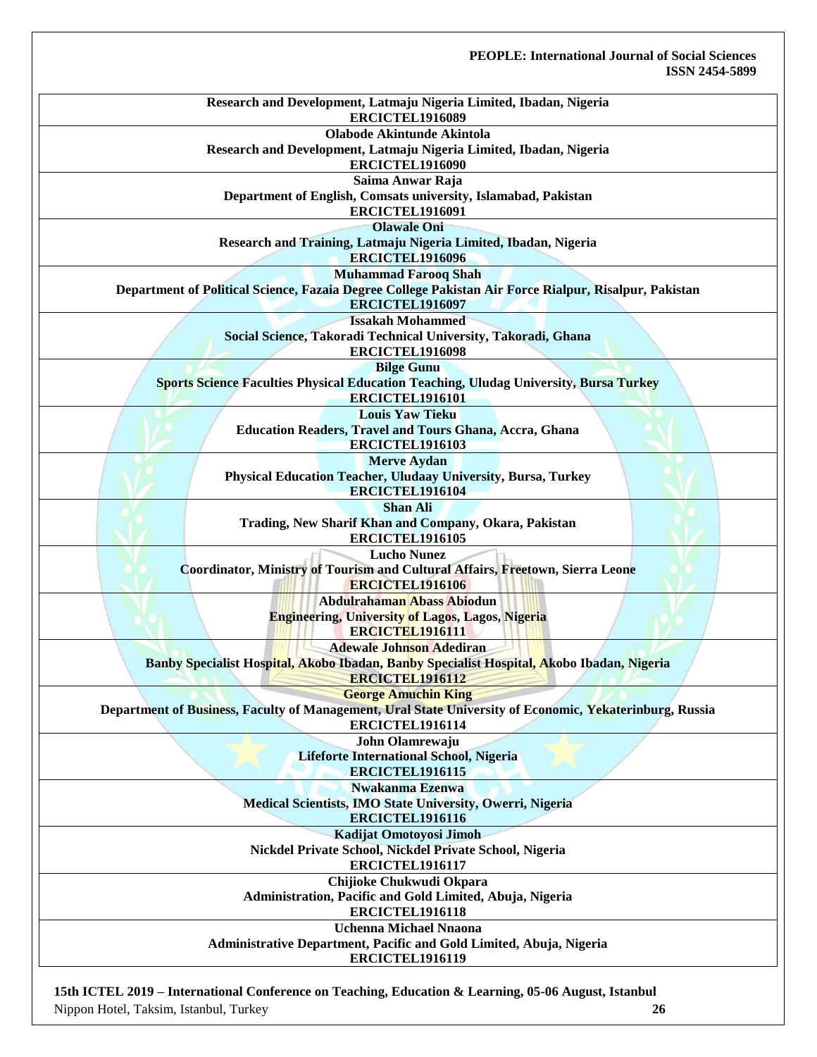| Research and Development, Latmaju Nigeria Limited, Ibadan, Nigeria<br>ERCICTEL1916089 |
|---|
| Olabode Akintunde Akintola<br>Research and Development, Latmaju Nigeria Limited, Ibadan, Nigeria<br>ERCICTEL1916090 |
| Saima Anwar Raja<br>Department of English, Comsats university, Islamabad, Pakistan<br>ERCICTEL1916091 |
| Olawale Oni<br>Research and Training, Latmaju Nigeria Limited, Ibadan, Nigeria<br>ERCICTEL1916096 |
| Muhammad Farooq Shah<br>Department of Political Science, Fazaia Degree College Pakistan Air Force Rialpur, Risalpur, Pakistan<br>ERCICTEL1916097 |
| Issakah Mohammed<br>Social Science, Takoradi Technical University, Takoradi, Ghana<br>ERCICTEL1916098 |
| Bilge Gunu<br>Sports Science Faculties Physical Education Teaching, Uludag University, Bursa Turkey<br>ERCICTEL1916101 |
| Louis Yaw Tieku<br>Education Readers, Travel and Tours Ghana, Accra, Ghana<br>ERCICTEL1916103 |
| Merve Aydan<br>Physical Education Teacher, Uludaay University, Bursa, Turkey<br>ERCICTEL1916104 |
| Shan Ali<br>Trading, New Sharif Khan and Company, Okara, Pakistan<br>ERCICTEL1916105 |
| Lucho Nunez<br>Coordinator, Ministry of Tourism and Cultural Affairs, Freetown, Sierra Leone<br>ERCICTEL1916106 |
| Abdulrahaman Abass Abiodun<br>Engineering, University of Lagos, Lagos, Nigeria<br>ERCICTEL1916111 |
| Adewale Johnson Adediran<br>Banby Specialist Hospital, Akobo Ibadan, Banby Specialist Hospital, Akobo Ibadan, Nigeria<br>ERCICTEL1916112 |
| George Amuchin King<br>Department of Business, Faculty of Management, Ural State University of Economic, Yekaterinburg, Russia<br>ERCICTEL1916114 |
| John Olamrewaju<br>Lifeforte International School, Nigeria<br>ERCICTEL1916115 |
| Nwakanma Ezenwa<br>Medical Scientists, IMO State University, Owerri, Nigeria<br>ERCICTEL1916116 |
| Kadijat Omotoyosi Jimoh<br>Nickdel Private School, Nickdel Private School, Nigeria<br>ERCICTEL1916117 |
| Chijioke Chukwudi Okpara<br>Administration, Pacific and Gold Limited, Abuja, Nigeria<br>ERCICTEL1916118 |
| Uchenna Michael Nnaona<br>Administrative Department, Pacific and Gold Limited, Abuja, Nigeria<br>ERCICTEL1916119 |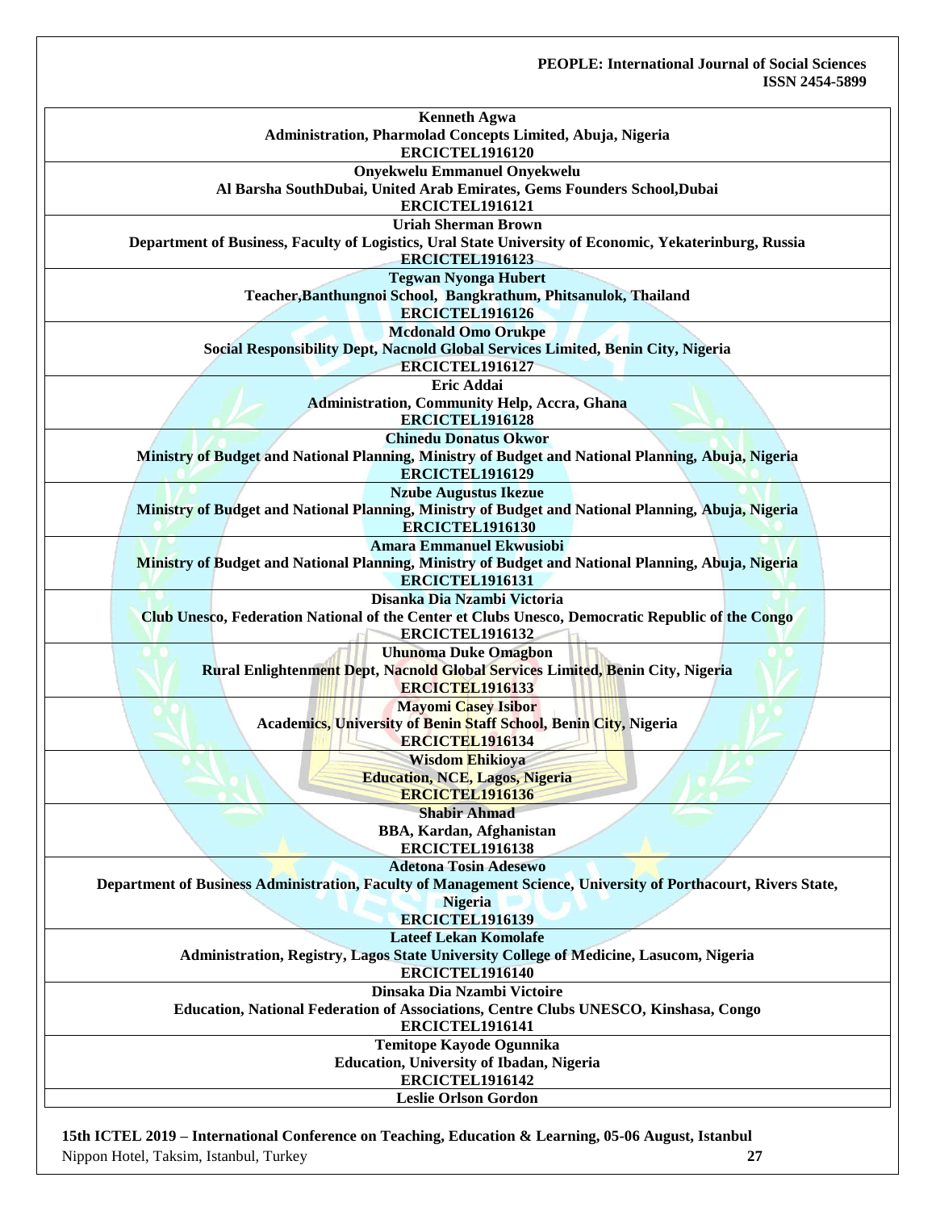**Kenneth Agwa**
**Administration, Pharmolad Concepts Limited, Abuja, Nigeria**
**ERCICTEL1916120**

**Onyekwelu Emmanuel Onyekwelu**
**Al Barsha SouthDubai, United Arab Emirates, Gems Founders School,Dubai**
**ERCICTEL1916121**

**Uriah Sherman Brown**
**Department of Business, Faculty of Logistics, Ural State University of Economic, Yekaterinburg, Russia**
**ERCICTEL1916123**

**Tegwan Nyonga Hubert**
**Teacher,Banthungnoi School, Bangkrathum, Phitsanulok, Thailand**
**ERCICTEL1916126**

**Mcdonald Omo Orukpe**
**Social Responsibility Dept, Nacnold Global Services Limited, Benin City, Nigeria**
**ERCICTEL1916127**

**Eric Addai**
**Administration, Community Help, Accra, Ghana**
**ERCICTEL1916128**

**Chinedu Donatus Okwor**
**Ministry of Budget and National Planning, Ministry of Budget and National Planning, Abuja, Nigeria**
**ERCICTEL1916129**

**Nzube Augustus Ikezue**
**Ministry of Budget and National Planning, Ministry of Budget and National Planning, Abuja, Nigeria**
**ERCICTEL1916130**

**Amara Emmanuel Ekwusiobi**
**Ministry of Budget and National Planning, Ministry of Budget and National Planning, Abuja, Nigeria**
**ERCICTEL1916131**

**Disanka Dia Nzambi Victoria**
**Club Unesco, Federation National of the Center et Clubs Unesco, Democratic Republic of the Congo**
**ERCICTEL1916132**

**Uhunoma Duke Omagbon**
**Rural Enlightenment Dept, Nacnold Global Services Limited, Benin City, Nigeria**
**ERCICTEL1916133**

**Mayomi Casey Isibor**
**Academics, University of Benin Staff School, Benin City, Nigeria**
**ERCICTEL1916134**

**Wisdom Ehikioya**
**Education, NCE, Lagos, Nigeria**
**ERCICTEL1916136**

**Shabir Ahmad**
**BBA, Kardan, Afghanistan**
**ERCICTEL1916138**

**Adetona Tosin Adesewo**
**Department of Business Administration, Faculty of Management Science, University of Porthacourt, Rivers State, Nigeria**
**ERCICTEL1916139**

**Lateef Lekan Komolafe**
**Administration, Registry, Lagos State University College of Medicine, Lasucom, Nigeria**
**ERCICTEL1916140**

**Dinsaka Dia Nzambi Victoire**
**Education, National Federation of Associations, Centre Clubs UNESCO, Kinshasa, Congo**
**ERCICTEL1916141**

**Temitope Kayode Ogunnika**
**Education, University of Ibadan, Nigeria**
**ERCICTEL1916142**

**Leslie Orlson Gordon**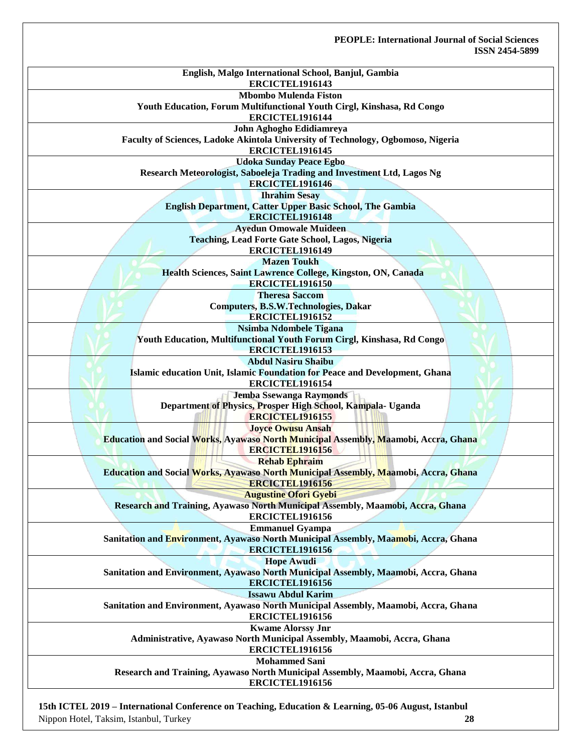**English, Malgo International School, Banjul, Gambia**
**ERCICTEL1916143**

**Mbombo Mulenda Fiston**
**Youth Education, Forum Multifunctional Youth Cirgl, Kinshasa, Rd Congo**
**ERCICTEL1916144**

**John Aghogho Edidiamreya**
**Faculty of Sciences, Ladoke Akintola University of Technology, Ogbomoso, Nigeria**
**ERCICTEL1916145**

**Udoka Sunday Peace Egbo**
**Research Meteorologist, Saboeleja Trading and Investment Ltd, Lagos Ng**
**ERCICTEL1916146**

**Ihrahim Sesay**
**English Department, Catter Upper Basic School, The Gambia**
**ERCICTEL1916148**

**Ayedun Omowale Muideen**
**Teaching, Lead Forte Gate School, Lagos, Nigeria**
**ERCICTEL1916149**

**Mazen Toukh**
**Health Sciences, Saint Lawrence College, Kingston, ON, Canada**
**ERCICTEL1916150**

**Theresa Saccom**
**Computers, B.S.W.Technologies, Dakar**
**ERCICTEL1916152**

**Nsimba Ndombele Tigana**
**Youth Education, Multifunctional Youth Forum Cirgl, Kinshasa, Rd Congo**
**ERCICTEL1916153**

**Abdul Nasiru Shaibu**
**Islamic education Unit, Islamic Foundation for Peace and Development, Ghana**
**ERCICTEL1916154**

**Jemba Ssewanga Raymonds**
**Department of Physics, Prosper High School, Kampala- Uganda**
**ERCICTEL1916155**

**Joyce Owusu Ansah**
**Education and Social Works, Ayawaso North Municipal Assembly, Maamobi, Accra, Ghana**
**ERCICTEL1916156**

**Rehab Ephraim**
**Education and Social Works, Ayawaso North Municipal Assembly, Maamobi, Accra, Ghana**
**ERCICTEL1916156**

**Augustine Ofori Gyebi**
**Research and Training, Ayawaso North Municipal Assembly, Maamobi, Accra, Ghana**
**ERCICTEL1916156**

**Emmanuel Gyampa**
**Sanitation and Environment, Ayawaso North Municipal Assembly, Maamobi, Accra, Ghana**
**ERCICTEL1916156**

**Hope Awudi**
**Sanitation and Environment, Ayawaso North Municipal Assembly, Maamobi, Accra, Ghana**
**ERCICTEL1916156**

**Issawu Abdul Karim**
**Sanitation and Environment, Ayawaso North Municipal Assembly, Maamobi, Accra, Ghana**
**ERCICTEL1916156**

**Kwame Alorssy Jnr**
**Administrative, Ayawaso North Municipal Assembly, Maamobi, Accra, Ghana**
**ERCICTEL1916156**

**Mohammed Sani**
**Research and Training, Ayawaso North Municipal Assembly, Maamobi, Accra, Ghana**
**ERCICTEL1916156**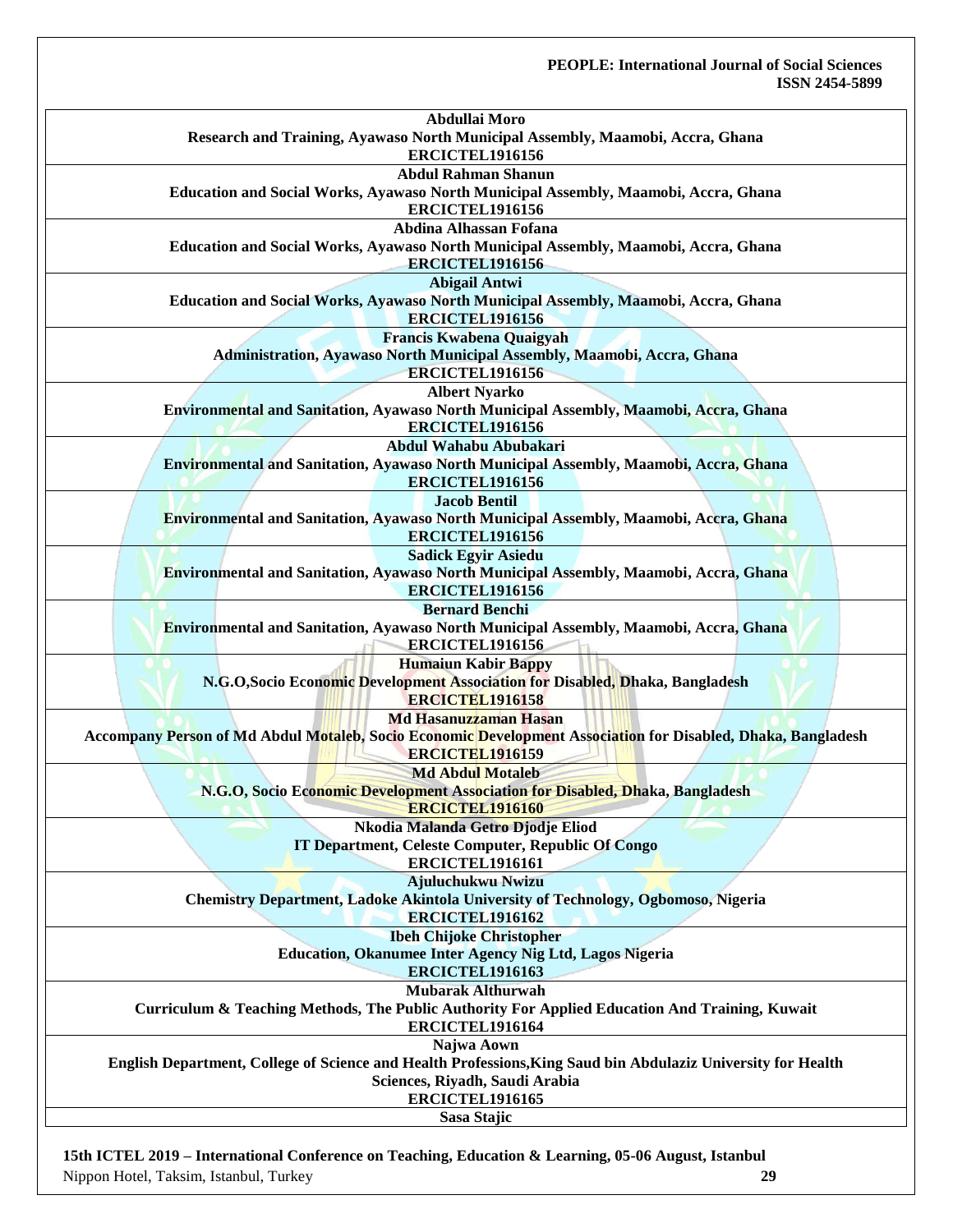| **Abdullai Moro**<br>**Research and Training, Ayawaso North Municipal Assembly, Maamobi, Accra, Ghana**<br>**ERCICTEL1916156** |
|---|
| **Abdul Rahman Shanun**<br>**Education and Social Works, Ayawaso North Municipal Assembly, Maamobi, Accra, Ghana**<br>**ERCICTEL1916156** |
| **Abdina Alhassan Fofana**<br>**Education and Social Works, Ayawaso North Municipal Assembly, Maamobi, Accra, Ghana**<br>**ERCICTEL1916156** |
| **Abigail Antwi**<br>**Education and Social Works, Ayawaso North Municipal Assembly, Maamobi, Accra, Ghana**<br>**ERCICTEL1916156** |
| **Francis Kwabena Quaigyah**<br>**Administration, Ayawaso North Municipal Assembly, Maamobi, Accra, Ghana**<br>**ERCICTEL1916156** |
| **Albert Nyarko**<br>**Environmental and Sanitation, Ayawaso North Municipal Assembly, Maamobi, Accra, Ghana**<br>**ERCICTEL1916156** |
| **Abdul Wahabu Abubakari**<br>**Environmental and Sanitation, Ayawaso North Municipal Assembly, Maamobi, Accra, Ghana**<br>**ERCICTEL1916156** |
| **Jacob Bentil**<br>**Environmental and Sanitation, Ayawaso North Municipal Assembly, Maamobi, Accra, Ghana**<br>**ERCICTEL1916156** |
| **Sadick Egyir Asiedu**<br>**Environmental and Sanitation, Ayawaso North Municipal Assembly, Maamobi, Accra, Ghana**<br>**ERCICTEL1916156** |
| **Bernard Benchi**<br>**Environmental and Sanitation, Ayawaso North Municipal Assembly, Maamobi, Accra, Ghana**<br>**ERCICTEL1916156** |
| **Humaiun Kabir Bappy**<br>**N.G.O,Socio Economic Development Association for Disabled, Dhaka, Bangladesh**<br>**ERCICTEL1916158** |
| **Md Hasanuzzaman Hasan**<br>**Accompany Person of Md Abdul Motaleb, Socio Economic Development Association for Disabled, Dhaka, Bangladesh**<br>**ERCICTEL1916159** |
| **Md Abdul Motaleb**<br>**N.G.O, Socio Economic Development Association for Disabled, Dhaka, Bangladesh**<br>**ERCICTEL1916160** |
| **Nkodia Malanda Getro Djodje Eliod**<br>**IT Department, Celeste Computer, Republic Of Congo**<br>**ERCICTEL1916161** |
| **Ajuluchukwu Nwizu**<br>**Chemistry Department, Ladoke Akintola University of Technology, Ogbomoso, Nigeria**<br>**ERCICTEL1916162** |
| **Ibeh Chijoke Christopher**<br>**Education, Okanumee Inter Agency Nig Ltd, Lagos Nigeria**<br>**ERCICTEL1916163** |
| **Mubarak Althurwah**<br>**Curriculum & Teaching Methods, The Public Authority For Applied Education And Training, Kuwait**<br>**ERCICTEL1916164** |
| **Najwa Aown**<br>**English Department, College of Science and Health Professions,King Saud bin Abdulaziz University for Health Sciences, Riyadh, Saudi Arabia**<br>**ERCICTEL1916165** |
| **Sasa Stajic** |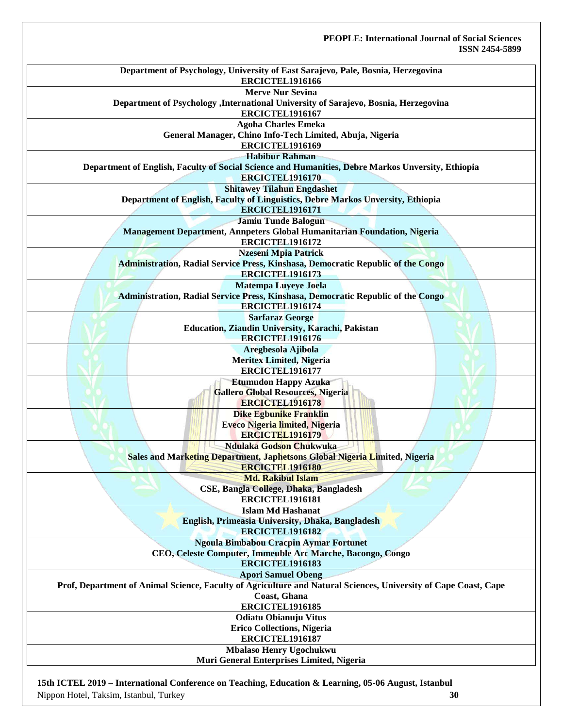| Department of Psychology, University of East Sarajevo, Pale, Bosnia, Herzegovina<br>ERCICTEL1916166 |
|---|
| Merve Nur Sevina<br>Department of Psychology ,International University of Sarajevo, Bosnia, Herzegovina<br>ERCICTEL1916167 |
| Agoha Charles Emeka<br>General Manager, Chino Info-Tech Limited, Abuja, Nigeria<br>ERCICTEL1916169 |
| Habibur Rahman<br>Department of English, Faculty of Social Science and Humanities, Debre Markos Unversity, Ethiopia<br>ERCICTEL1916170 |
| Shitawey Tilahun Engdashet<br>Department of English, Faculty of Linguistics, Debre Markos Unversity, Ethiopia<br>ERCICTEL1916171 |
| Jamiu Tunde Balogun<br>Management Department, Annpeters Global Humanitarian Foundation, Nigeria<br>ERCICTEL1916172 |
| Nzeseni Mpia Patrick<br>Administration, Radial Service Press, Kinshasa, Democratic Republic of the Congo<br>ERCICTEL1916173 |
| Matempa Luyeye Joela<br>Administration, Radial Service Press, Kinshasa, Democratic Republic of the Congo<br>ERCICTEL1916174 |
| Sarfaraz George<br>Education, Ziaudin University, Karachi, Pakistan<br>ERCICTEL1916176 |
| Aregbesola Ajibola<br>Meritex Limited, Nigeria<br>ERCICTEL1916177 |
| Etumudon Happy Azuka<br>Gallero Global Resources, Nigeria<br>ERCICTEL1916178 |
| Dike Egbunike Franklin<br>Eveco Nigeria limited, Nigeria<br>ERCICTEL1916179 |
| Ndulaka Godson Chukwuka<br>Sales and Marketing Department, Japhetsons Global Nigeria Limited, Nigeria<br>ERCICTEL1916180 |
| Md. Rakibul Islam<br>CSE, Bangla College, Dhaka, Bangladesh<br>ERCICTEL1916181 |
| Islam Md Hashanat<br>English, Primeasia University, Dhaka, Bangladesh<br>ERCICTEL1916182 |
| Ngoula Bimbabou Cracpin Aymar Fortunet<br>CEO, Celeste Computer, Immeuble Arc Marche, Bacongo, Congo<br>ERCICTEL1916183 |
| Apori Samuel Obeng<br>Prof, Department of Animal Science, Faculty of Agriculture and Natural Sciences, University of Cape Coast, Cape Coast, Ghana<br>ERCICTEL1916185 |
| Odiatu Obianuju Vitus<br>Erico Collections, Nigeria<br>ERCICTEL1916187 |
| Mbalaso Henry Ugochukwu<br>Muri General Enterprises Limited, Nigeria |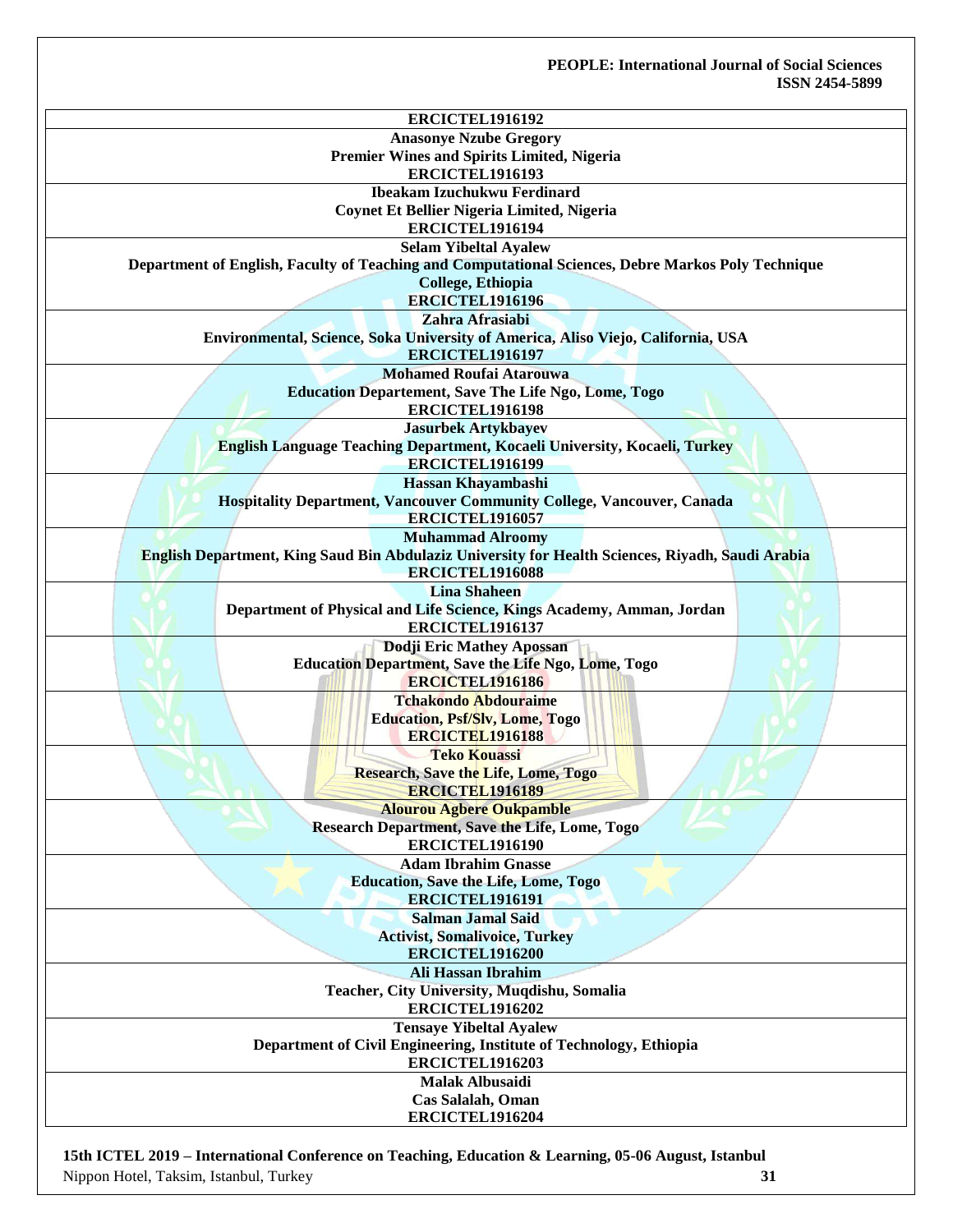**ERCICTEL1916192**

**Anasonye Nzube Gregory**
**Premier Wines and Spirits Limited, Nigeria**
**ERCICTEL1916193**

**Ibeakam Izuchukwu Ferdinard**
**Coynet Et Bellier Nigeria Limited, Nigeria**
**ERCICTEL1916194**

**Selam Yibeltal Ayalew**
**Department of English, Faculty of Teaching and Computational Sciences, Debre Markos Poly Technique College, Ethiopia**
**ERCICTEL1916196**

**Zahra Afrasiabi**
**Environmental, Science, Soka University of America, Aliso Viejo, California, USA**
**ERCICTEL1916197**

**Mohamed Roufai Atarouwa**
**Education Departement, Save The Life Ngo, Lome, Togo**
**ERCICTEL1916198**

**Jasurbek Artykbayev**
**English Language Teaching Department, Kocaeli University, Kocaeli, Turkey**
**ERCICTEL1916199**

**Hassan Khayambashi**
**Hospitality Department, Vancouver Community College, Vancouver, Canada**
**ERCICTEL1916057**

**Muhammad Alroomy**
**English Department, King Saud Bin Abdulaziz University for Health Sciences, Riyadh, Saudi Arabia**
**ERCICTEL1916088**

**Lina Shaheen**
**Department of Physical and Life Science, Kings Academy, Amman, Jordan**
**ERCICTEL1916137**

**Dodji Eric Mathey Apossan**
**Education Department, Save the Life Ngo, Lome, Togo**
**ERCICTEL1916186**

**Tchakondo Abdouraime**
**Education, Psf/Slv, Lome, Togo**
**ERCICTEL1916188**

**Teko Kouassi**
**Research, Save the Life, Lome, Togo**
**ERCICTEL1916189**

**Alourou Agbere Oukpamble**
**Research Department, Save the Life, Lome, Togo**
**ERCICTEL1916190**

**Adam Ibrahim Gnasse**
**Education, Save the Life, Lome, Togo**
**ERCICTEL1916191**

**Salman Jamal Said**
**Activist, Somalivoice, Turkey**
**ERCICTEL1916200**

**Ali Hassan Ibrahim**
**Teacher, City University, Muqdishu, Somalia**
**ERCICTEL1916202**

**Tensaye Yibeltal Ayalew**
**Department of Civil Engineering, Institute of Technology, Ethiopia**
**ERCICTEL1916203**

**Malak Albusaidi**
**Cas Salalah, Oman**
**ERCICTEL1916204**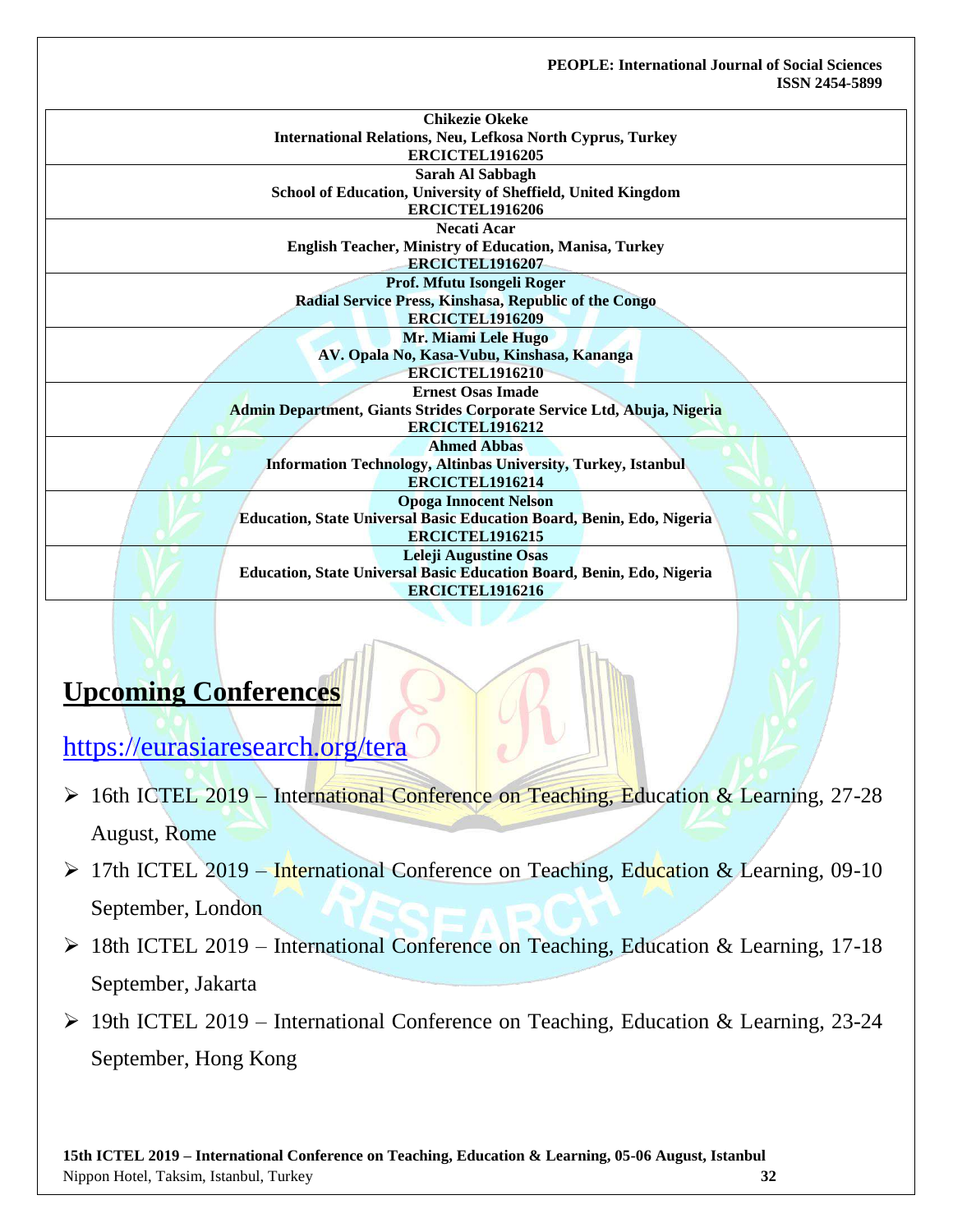| |
|---|
| **Chikezie Okeke**<br>**International Relations, Neu, Lefkosa North Cyprus, Turkey**<br>**ERCICTEL1916205** |
| **Sarah Al Sabbagh**<br>**School of Education, University of Sheffield, United Kingdom**<br>**ERCICTEL1916206** |
| **Necati Acar**<br>**English Teacher, Ministry of Education, Manisa, Turkey**<br>**ERCICTEL1916207** |
| **Prof. Mfutu Isongeli Roger**<br>**Radial Service Press, Kinshasa, Republic of the Congo**<br>**ERCICTEL1916209** |
| **Mr. Miami Lele Hugo**<br>**AV. Opala No, Kasa-Vubu, Kinshasa, Kananga**<br>**ERCICTEL1916210** |
| **Ernest Osas Imade**<br>**Admin Department, Giants Strides Corporate Service Ltd, Abuja, Nigeria**<br>**ERCICTEL1916212** |
| **Ahmed Abbas**<br>**Information Technology, Altinbas University, Turkey, Istanbul**<br>**ERCICTEL1916214** |
| **Opoga Innocent Nelson**<br>**Education, State Universal Basic Education Board, Benin, Edo, Nigeria**<br>**ERCICTEL1916215** |
| **Leleji Augustine Osas**<br>**Education, State Universal Basic Education Board, Benin, Edo, Nigeria**<br>**ERCICTEL1916216** |

## Upcoming Conferences

https://eurasiaresearch.org/tera

- 16th ICTEL 2019 – International Conference on Teaching, Education & Learning, 27-28 August, Rome
- 17th ICTEL 2019 – International Conference on Teaching, Education & Learning, 09-10 September, London
- 18th ICTEL 2019 – International Conference on Teaching, Education & Learning, 17-18 September, Jakarta
- 19th ICTEL 2019 – International Conference on Teaching, Education & Learning, 23-24 September, Hong Kong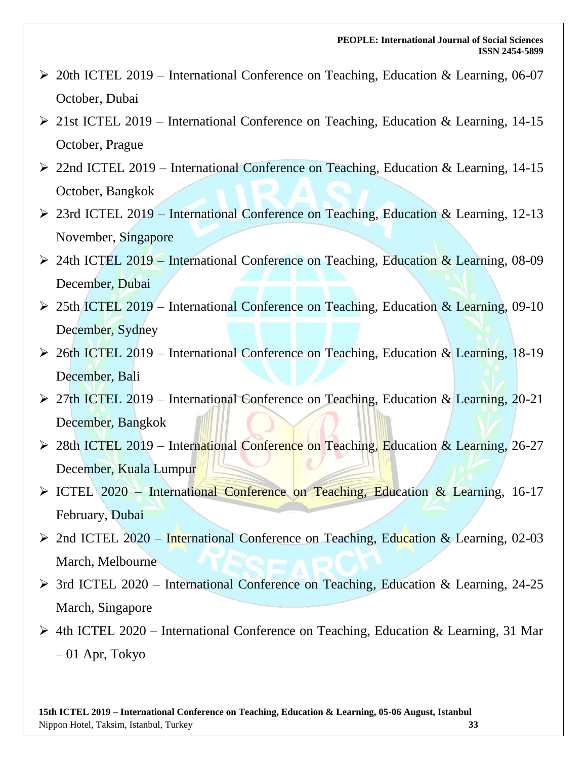- 20th ICTEL 2019 – International Conference on Teaching, Education & Learning, 06-07 October, Dubai
- 21st ICTEL 2019 – International Conference on Teaching, Education & Learning, 14-15 October, Prague
- 22nd ICTEL 2019 – International Conference on Teaching, Education & Learning, 14-15 October, Bangkok
- 23rd ICTEL 2019 – International Conference on Teaching, Education & Learning, 12-13 November, Singapore
- 24th ICTEL 2019 – International Conference on Teaching, Education & Learning, 08-09 December, Dubai
- 25th ICTEL 2019 – International Conference on Teaching, Education & Learning, 09-10 December, Sydney
- 26th ICTEL 2019 – International Conference on Teaching, Education & Learning, 18-19 December, Bali
- 27th ICTEL 2019 – International Conference on Teaching, Education & Learning, 20-21 December, Bangkok
- 28th ICTEL 2019 – International Conference on Teaching, Education & Learning, 26-27 December, Kuala Lumpur
- ICTEL 2020 – International Conference on Teaching, Education & Learning, 16-17 February, Dubai
- 2nd ICTEL 2020 – International Conference on Teaching, Education & Learning, 02-03 March, Melbourne
- 3rd ICTEL 2020 – International Conference on Teaching, Education & Learning, 24-25 March, Singapore
- 4th ICTEL 2020 – International Conference on Teaching, Education & Learning, 31 Mar – 01 Apr, Tokyo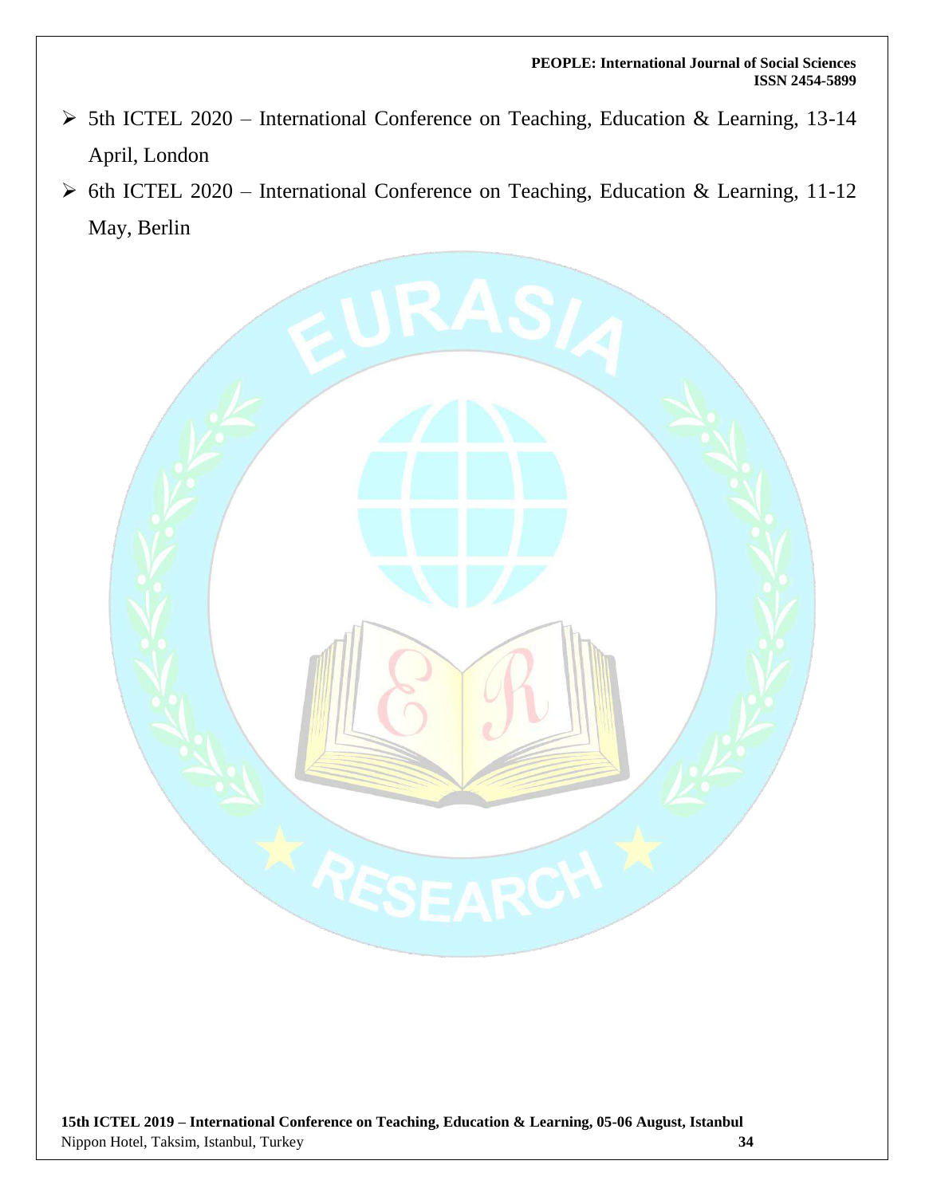- 5th ICTEL 2020 – International Conference on Teaching, Education & Learning, 13-14 April, London
- 6th ICTEL 2020 – International Conference on Teaching, Education & Learning, 11-12 May, Berlin